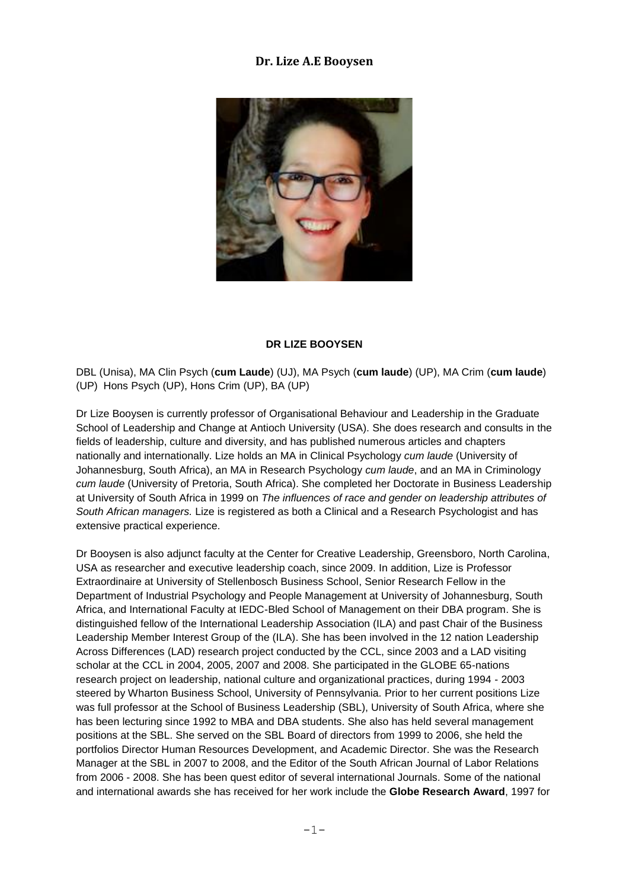# Dr. Lize A.E Booysen

**DR LIZE BOOYSEN**

DBL (Unisa), MA Clin Psych (**cum Laude**) (UJ), MA Psych (**cum laude**) (UP), MA Crim (**cum laude**) (UP) Hons Psych (UP), Hons Crim (UP), BA (UP)

Dr Lize Booysen is currently professor of Organisational Behaviour and Leadership in the Graduate School of Leadership and Change at Antioch University (USA). She does research and consults in the fields of leadership, culture and diversity, and has published numerous articles and chapters nationally and internationally. Lize holds an MA in Clinical Psychology *cum laude* (University of Johannesburg, South Africa), an MA in Research Psychology *cum laude*, and an MA in Criminology *cum laude* (University of Pretoria, South Africa). She completed her Doctorate in Business Leadership at University of South Africa in 1999 on *The influences of race and gender on leadership attributes of South African managers.* Lize is registered as both a Clinical and a Research Psychologist and has extensive practical experience.

Dr Booysen is also adjunct faculty at the Center for Creative Leadership, Greensboro, North Carolina, USA as researcher and executive leadership coach, since 2009. In addition, Lize is Professor Extraordinaire at University of Stellenbosch Business School, Senior Research Fellow in the Department of Industrial Psychology and People Management at University of Johannesburg, South Africa, and International Faculty at IEDC-Bled School of Management on their DBA program. She is distinguished fellow of the International Leadership Association (ILA) and past Chair of the Business Leadership Member Interest Group of the (ILA). She has been involved in the 12 nation Leadership Across Differences (LAD) research project conducted by the CCL, since 2003 and a LAD visiting scholar at the CCL in 2004, 2005, 2007 and 2008. She participated in the GLOBE 65-nations research project on leadership, national culture and organizational practices, during 1994 - 2003 steered by Wharton Business School, University of Pennsylvania. Prior to her current positions Lize was full professor at the School of Business Leadership (SBL), University of South Africa, where she has been lecturing since 1992 to MBA and DBA students. She also has held several management positions at the SBL. She served on the SBL Board of directors from 1999 to 2006, she held the portfolios Director Human Resources Development, and Academic Director. She was the Research Manager at the SBL in 2007 to 2008, and the Editor of the South African Journal of Labor Relations from 2006 - 2008. She has been quest editor of several international Journals. Some of the national and international awards she has received for her work include the **Globe Research Award**, 1997 for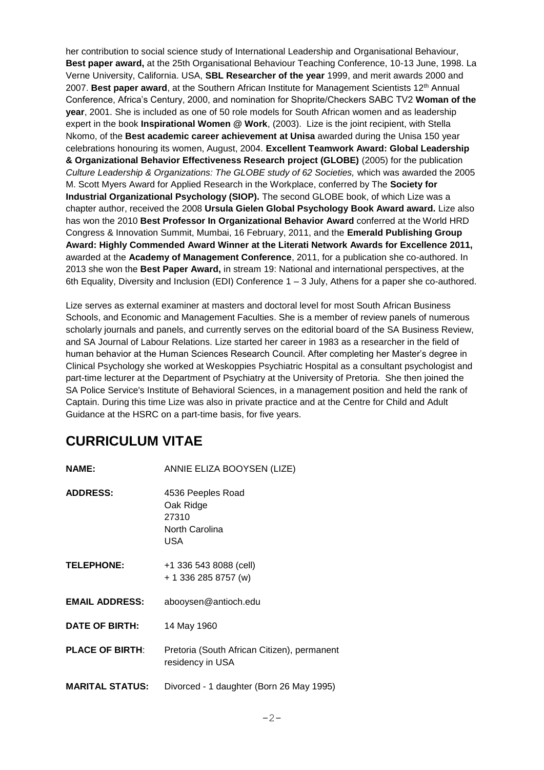her contribution to social science study of International Leadership and Organisational Behaviour, **Best paper award,** at the 25th Organisational Behaviour Teaching Conference, 10-13 June, 1998. La Verne University, California. USA, **SBL Researcher of the year** 1999, and merit awards 2000 and 2007. **Best paper award**, at the Southern African Institute for Management Scientists 12th Annual Conference, Africa's Century, 2000, and nomination for Shoprite/Checkers SABC TV2 **Woman of the year**, 2001. She is included as one of 50 role models for South African women and as leadership expert in the book **Inspirational Women @ Work**, (2003). Lize is the joint recipient, with Stella Nkomo, of the **Best academic career achievement at Unisa** awarded during the Unisa 150 year celebrations honouring its women, August, 2004. **Excellent Teamwork Award: Global Leadership & Organizational Behavior Effectiveness Research project (GLOBE)** (2005) for the publication *Culture Leadership & Organizations: The GLOBE study of 62 Societies,* which was awarded the 2005 M. Scott Myers Award for Applied Research in the Workplace, conferred by The **Society for Industrial Organizational Psychology (SIOP).** The second GLOBE book, of which Lize was a chapter author, received the 2008 **Ursula Gielen Global Psychology Book Award award.** Lize also has won the 2010 **Best Professor In Organizational Behavior Award** conferred at the World HRD Congress & Innovation Summit, Mumbai, 16 February, 2011, and the **Emerald Publishing Group Award: Highly Commended Award Winner at the Literati Network Awards for Excellence 2011,** awarded at the **Academy of Management Conference**, 2011, for a publication she co-authored. In 2013 she won the **Best Paper Award,** in stream 19: National and international perspectives, at the 6th Equality, Diversity and Inclusion (EDI) Conference 1 – 3 July, Athens for a paper she co-authored.

Lize serves as external examiner at masters and doctoral level for most South African Business Schools, and Economic and Management Faculties. She is a member of review panels of numerous scholarly journals and panels, and currently serves on the editorial board of the SA Business Review, and SA Journal of Labour Relations. Lize started her career in 1983 as a researcher in the field of human behavior at the Human Sciences Research Council. After completing her Master's degree in Clinical Psychology she worked at Weskoppies Psychiatric Hospital as a consultant psychologist and part-time lecturer at the Department of Psychiatry at the University of Pretoria. She then joined the SA Police Service's Institute of Behavioral Sciences, in a management position and held the rank of Captain. During this time Lize was also in private practice and at the Centre for Child and Adult Guidance at the HSRC on a part-time basis, for five years.

## CURRICULUM VITAE

**NAME:** ANNIE ELIZA BOOYSEN (LIZE)

**ADDRESS:** 4536 Peeples Road
Oak Ridge
27310
North Carolina
USA

**TELEPHONE:** +1 336 543 8088 (cell)
+ 1 336 285 8757 (w)

**EMAIL ADDRESS:** abooysen@antioch.edu

**DATE OF BIRTH:** 14 May 1960

**PLACE OF BIRTH**: Pretoria (South African Citizen), permanent residency in USA

**MARITAL STATUS:** Divorced - 1 daughter (Born 26 May 1995)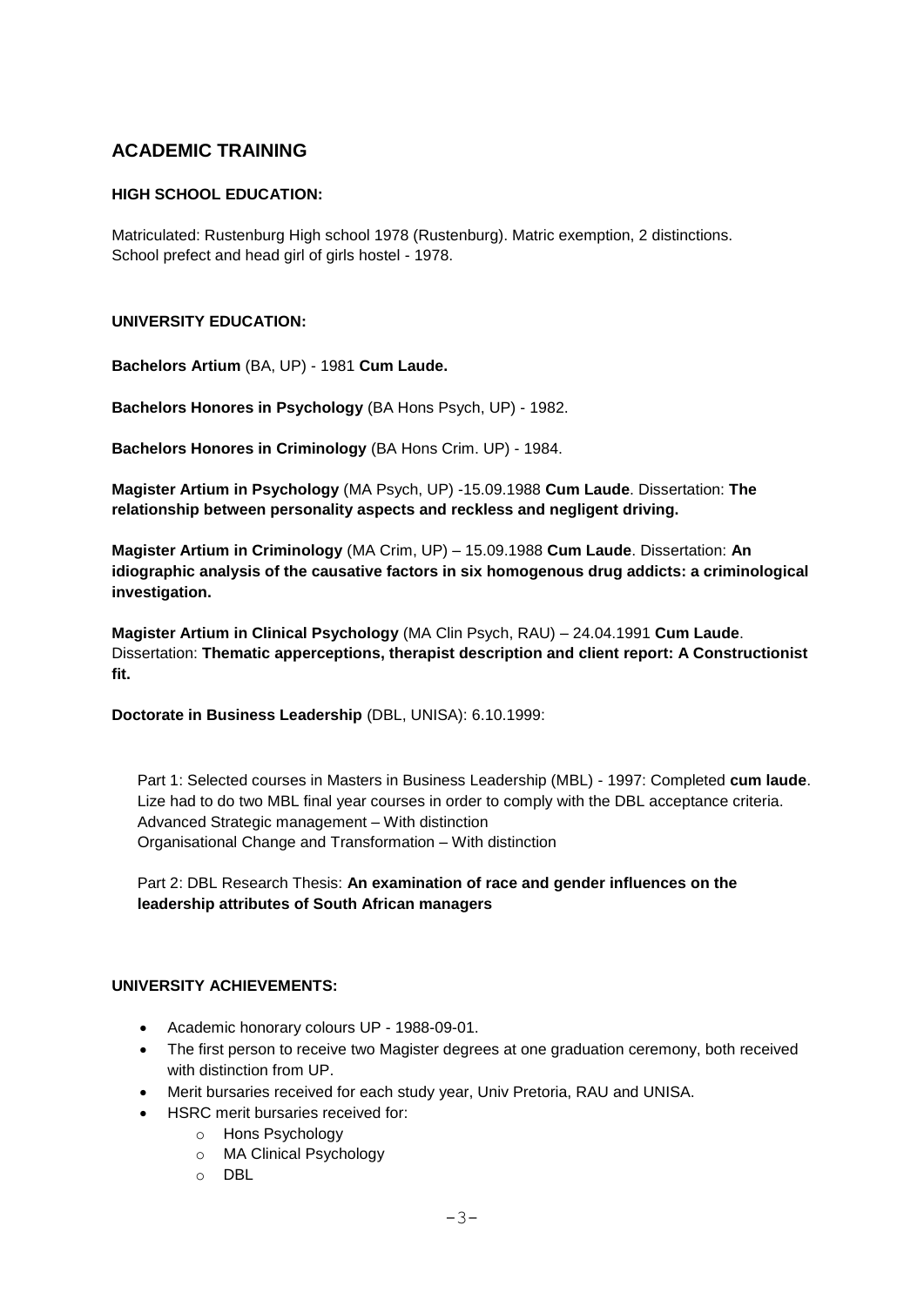## ACADEMIC TRAINING

**HIGH SCHOOL EDUCATION:**

Matriculated: Rustenburg High school 1978 (Rustenburg). Matric exemption, 2 distinctions.
School prefect and head girl of girls hostel - 1978.

**UNIVERSITY EDUCATION:**

**Bachelors Artium** (BA, UP) - 1981 **Cum Laude.**

**Bachelors Honores in Psychology** (BA Hons Psych, UP) - 1982.

**Bachelors Honores in Criminology** (BA Hons Crim. UP) - 1984.

**Magister Artium in Psychology** (MA Psych, UP) -15.09.1988 **Cum Laude**. Dissertation: **The relationship between personality aspects and reckless and negligent driving.**

**Magister Artium in Criminology** (MA Crim, UP) – 15.09.1988 **Cum Laude**. Dissertation: **An idiographic analysis of the causative factors in six homogenous drug addicts: a criminological investigation.**

**Magister Artium in Clinical Psychology** (MA Clin Psych, RAU) – 24.04.1991 **Cum Laude**. Dissertation: **Thematic apperceptions, therapist description and client report: A Constructionist fit.**

**Doctorate in Business Leadership** (DBL, UNISA): 6.10.1999:

Part 1: Selected courses in Masters in Business Leadership (MBL) - 1997: Completed **cum laude**. Lize had to do two MBL final year courses in order to comply with the DBL acceptance criteria.
Advanced Strategic management – With distinction
Organisational Change and Transformation – With distinction

Part 2: DBL Research Thesis: **An examination of race and gender influences on the leadership attributes of South African managers**

**UNIVERSITY ACHIEVEMENTS:**

- Academic honorary colours UP - 1988-09-01.
- The first person to receive two Magister degrees at one graduation ceremony, both received with distinction from UP.
- Merit bursaries received for each study year, Univ Pretoria, RAU and UNISA.
- HSRC merit bursaries received for:
  - Hons Psychology
  - MA Clinical Psychology
  - DBL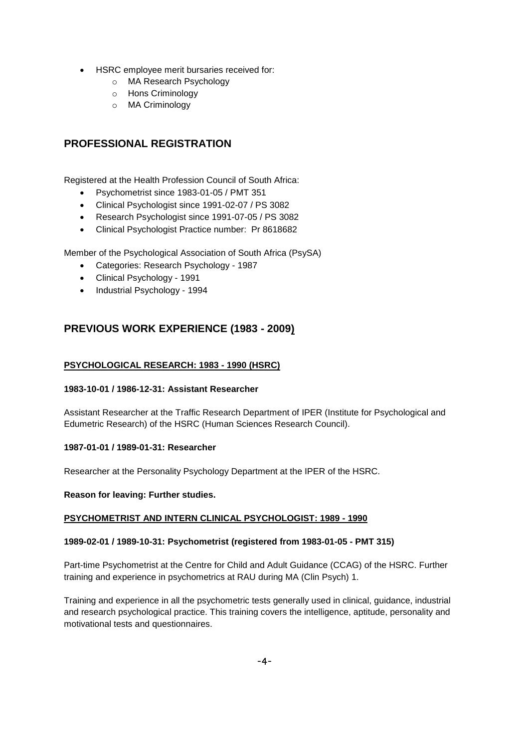- HSRC employee merit bursaries received for:
  - MA Research Psychology
  - Hons Criminology
  - MA Criminology

## PROFESSIONAL REGISTRATION

Registered at the Health Profession Council of South Africa:

- Psychometrist since 1983-01-05 / PMT 351
- Clinical Psychologist since 1991-02-07 / PS 3082
- Research Psychologist since 1991-07-05 / PS 3082
- Clinical Psychologist Practice number: Pr 8618682

Member of the Psychological Association of South Africa (PsySA)

- Categories: Research Psychology - 1987
- Clinical Psychology - 1991
- Industrial Psychology - 1994

## PREVIOUS WORK EXPERIENCE (1983 - 2009)

**PSYCHOLOGICAL RESEARCH: 1983 - 1990 (HSRC)**

**1983-10-01 / 1986-12-31: Assistant Researcher**

Assistant Researcher at the Traffic Research Department of IPER (Institute for Psychological and Edumetric Research) of the HSRC (Human Sciences Research Council).

**1987-01-01 / 1989-01-31: Researcher**

Researcher at the Personality Psychology Department at the IPER of the HSRC.

**Reason for leaving: Further studies.**

**PSYCHOMETRIST AND INTERN CLINICAL PSYCHOLOGIST: 1989 - 1990**

**1989-02-01 / 1989-10-31: Psychometrist (registered from 1983-01-05 - PMT 315)**

Part-time Psychometrist at the Centre for Child and Adult Guidance (CCAG) of the HSRC. Further training and experience in psychometrics at RAU during MA (Clin Psych) 1.

Training and experience in all the psychometric tests generally used in clinical, guidance, industrial and research psychological practice. This training covers the intelligence, aptitude, personality and motivational tests and questionnaires.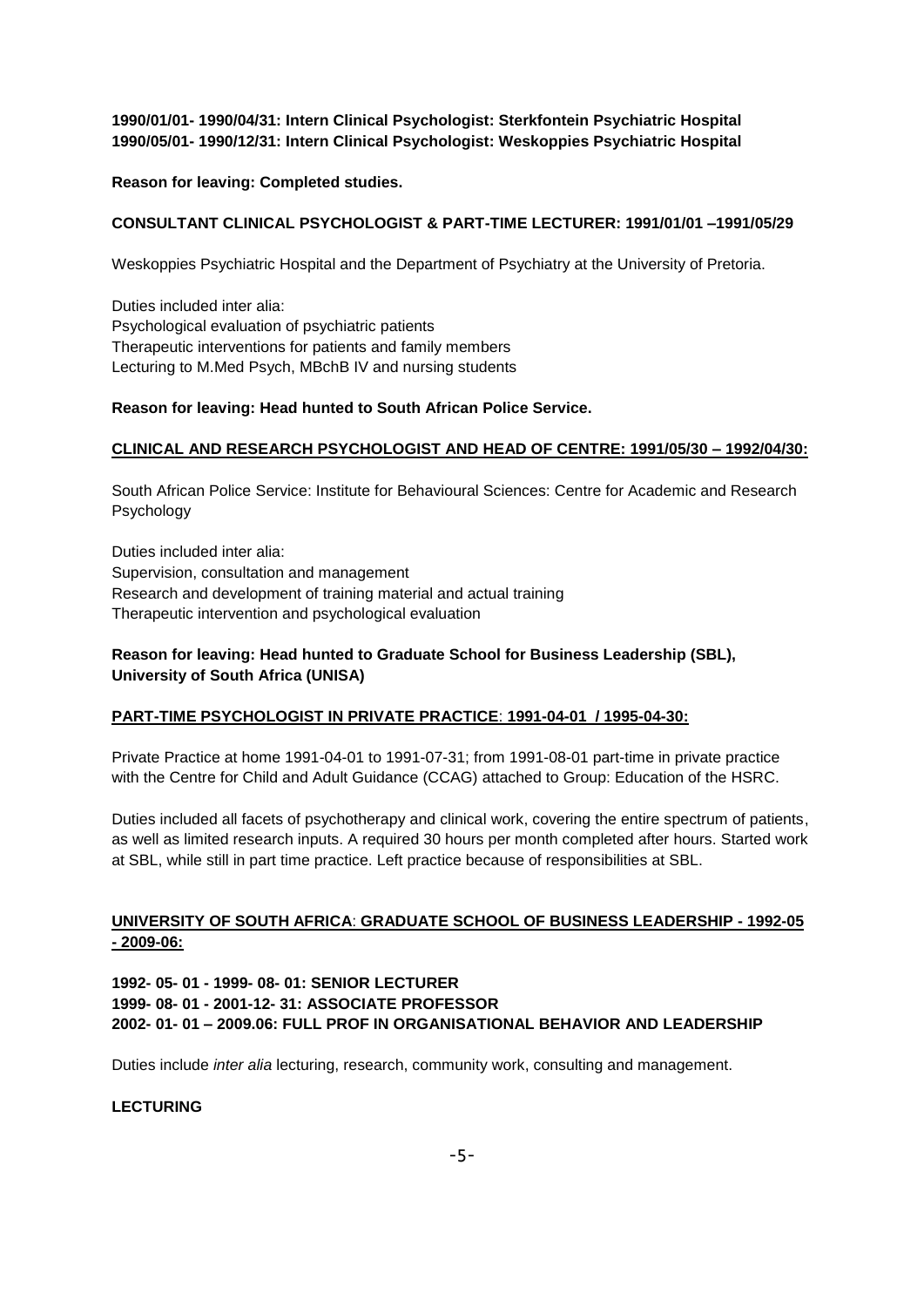**1990/01/01- 1990/04/31: Intern Clinical Psychologist: Sterkfontein Psychiatric Hospital**
**1990/05/01- 1990/12/31: Intern Clinical Psychologist: Weskoppies Psychiatric Hospital**

**Reason for leaving: Completed studies.**

**CONSULTANT CLINICAL PSYCHOLOGIST & PART-TIME LECTURER: 1991/01/01 –1991/05/29**

Weskoppies Psychiatric Hospital and the Department of Psychiatry at the University of Pretoria.

Duties included inter alia:
Psychological evaluation of psychiatric patients
Therapeutic interventions for patients and family members
Lecturing to M.Med Psych, MBchB IV and nursing students

**Reason for leaving: Head hunted to South African Police Service.**

**CLINICAL AND RESEARCH PSYCHOLOGIST AND HEAD OF CENTRE: 1991/05/30 – 1992/04/30:**

South African Police Service: Institute for Behavioural Sciences: Centre for Academic and Research Psychology

Duties included inter alia:
Supervision, consultation and management
Research and development of training material and actual training
Therapeutic intervention and psychological evaluation

**Reason for leaving: Head hunted to Graduate School for Business Leadership (SBL), University of South Africa (UNISA)**

**PART-TIME PSYCHOLOGIST IN PRIVATE PRACTICE: 1991-04-01 / 1995-04-30:**

Private Practice at home 1991-04-01 to 1991-07-31; from 1991-08-01 part-time in private practice with the Centre for Child and Adult Guidance (CCAG) attached to Group: Education of the HSRC.

Duties included all facets of psychotherapy and clinical work, covering the entire spectrum of patients, as well as limited research inputs. A required 30 hours per month completed after hours. Started work at SBL, while still in part time practice. Left practice because of responsibilities at SBL.

**UNIVERSITY OF SOUTH AFRICA: GRADUATE SCHOOL OF BUSINESS LEADERSHIP - 1992-05 - 2009-06:**

**1992- 05- 01 - 1999- 08- 01: SENIOR LECTURER**
**1999- 08- 01 - 2001-12- 31: ASSOCIATE PROFESSOR**
**2002- 01- 01 – 2009.06: FULL PROF IN ORGANISATIONAL BEHAVIOR AND LEADERSHIP**

Duties include *inter alia* lecturing, research, community work, consulting and management.

**LECTURING**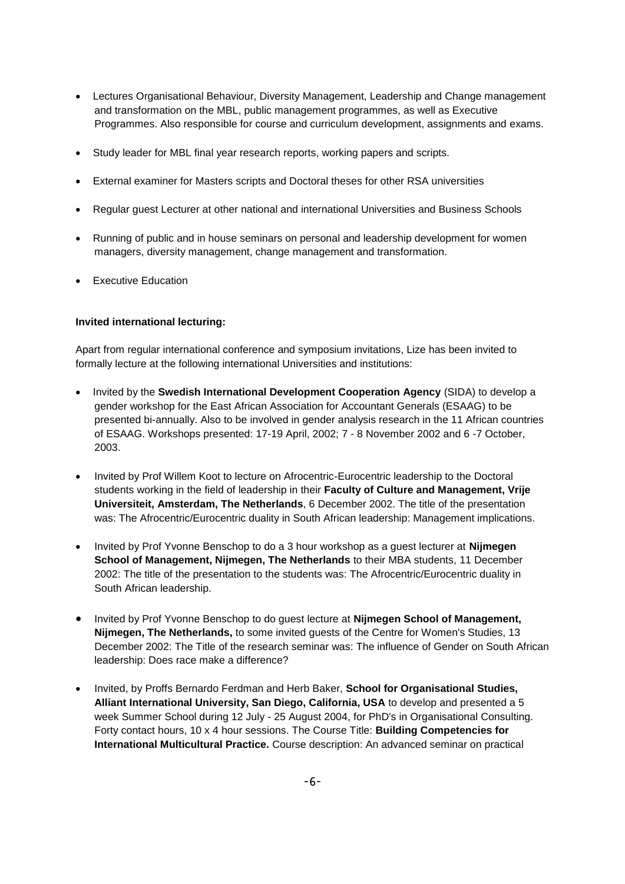- Lectures Organisational Behaviour, Diversity Management, Leadership and Change management and transformation on the MBL, public management programmes, as well as Executive Programmes. Also responsible for course and curriculum development, assignments and exams.
- Study leader for MBL final year research reports, working papers and scripts.
- External examiner for Masters scripts and Doctoral theses for other RSA universities
- Regular guest Lecturer at other national and international Universities and Business Schools
- Running of public and in house seminars on personal and leadership development for women managers, diversity management, change management and transformation.
- Executive Education

**Invited international lecturing:**

Apart from regular international conference and symposium invitations, Lize has been invited to formally lecture at the following international Universities and institutions:

- Invited by the **Swedish International Development Cooperation Agency** (SIDA) to develop a gender workshop for the East African Association for Accountant Generals (ESAAG) to be presented bi-annually. Also to be involved in gender analysis research in the 11 African countries of ESAAG. Workshops presented: 17-19 April, 2002; 7 - 8 November 2002 and 6 -7 October, 2003.
- Invited by Prof Willem Koot to lecture on Afrocentric-Eurocentric leadership to the Doctoral students working in the field of leadership in their **Faculty of Culture and Management, Vrije Universiteit, Amsterdam, The Netherlands**, 6 December 2002. The title of the presentation was: The Afrocentric/Eurocentric duality in South African leadership: Management implications.
- Invited by Prof Yvonne Benschop to do a 3 hour workshop as a guest lecturer at **Nijmegen School of Management, Nijmegen, The Netherlands** to their MBA students, 11 December 2002: The title of the presentation to the students was: The Afrocentric/Eurocentric duality in South African leadership.
- Invited by Prof Yvonne Benschop to do guest lecture at **Nijmegen School of Management, Nijmegen, The Netherlands,** to some invited guests of the Centre for Women's Studies, 13 December 2002: The Title of the research seminar was: The influence of Gender on South African leadership: Does race make a difference?
- Invited, by Proffs Bernardo Ferdman and Herb Baker, **School for Organisational Studies, Alliant International University, San Diego, California, USA** to develop and presented a 5 week Summer School during 12 July - 25 August 2004, for PhD's in Organisational Consulting. Forty contact hours, 10 x 4 hour sessions. The Course Title: **Building Competencies for International Multicultural Practice.** Course description: An advanced seminar on practical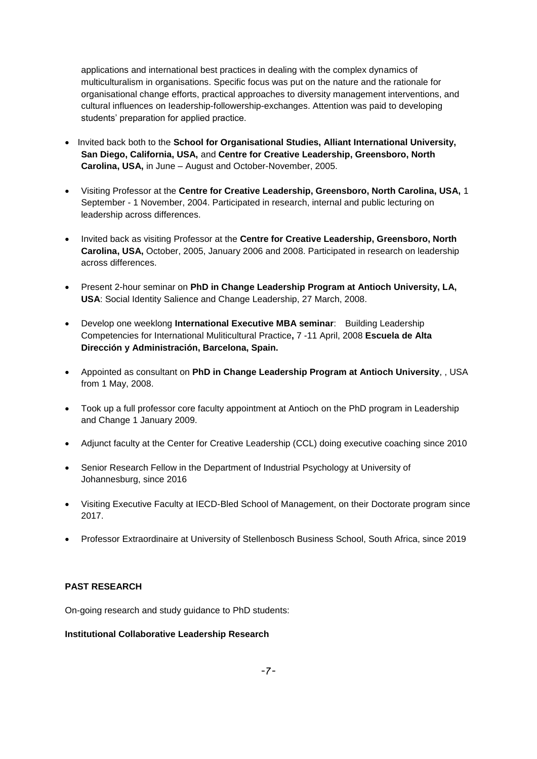applications and international best practices in dealing with the complex dynamics of multiculturalism in organisations. Specific focus was put on the nature and the rationale for organisational change efforts, practical approaches to diversity management interventions, and cultural influences on leadership-followership-exchanges. Attention was paid to developing students' preparation for applied practice.

- Invited back both to the **School for Organisational Studies, Alliant International University, San Diego, California, USA,** and **Centre for Creative Leadership, Greensboro, North Carolina, USA,** in June – August and October-November, 2005.
- Visiting Professor at the **Centre for Creative Leadership, Greensboro, North Carolina, USA,** 1 September - 1 November, 2004. Participated in research, internal and public lecturing on leadership across differences.
- Invited back as visiting Professor at the **Centre for Creative Leadership, Greensboro, North Carolina, USA,** October, 2005, January 2006 and 2008. Participated in research on leadership across differences.
- Present 2-hour seminar on **PhD in Change Leadership Program at Antioch University, LA, USA**: Social Identity Salience and Change Leadership, 27 March, 2008.
- Develop one weeklong **International Executive MBA seminar**: Building Leadership Competencies for International Mulilticultural Practice**,** 7 -11 April, 2008 **Escuela de Alta Dirección y Administración, Barcelona, Spain.**
- Appointed as consultant on **PhD in Change Leadership Program at Antioch University**, , USA from 1 May, 2008.
- Took up a full professor core faculty appointment at Antioch on the PhD program in Leadership and Change 1 January 2009.
- Adjunct faculty at the Center for Creative Leadership (CCL) doing executive coaching since 2010
- Senior Research Fellow in the Department of Industrial Psychology at University of Johannesburg, since 2016
- Visiting Executive Faculty at IECD-Bled School of Management, on their Doctorate program since 2017.
- Professor Extraordinaire at University of Stellenbosch Business School, South Africa, since 2019

**PAST RESEARCH**

On-going research and study guidance to PhD students:

**Institutional Collaborative Leadership Research**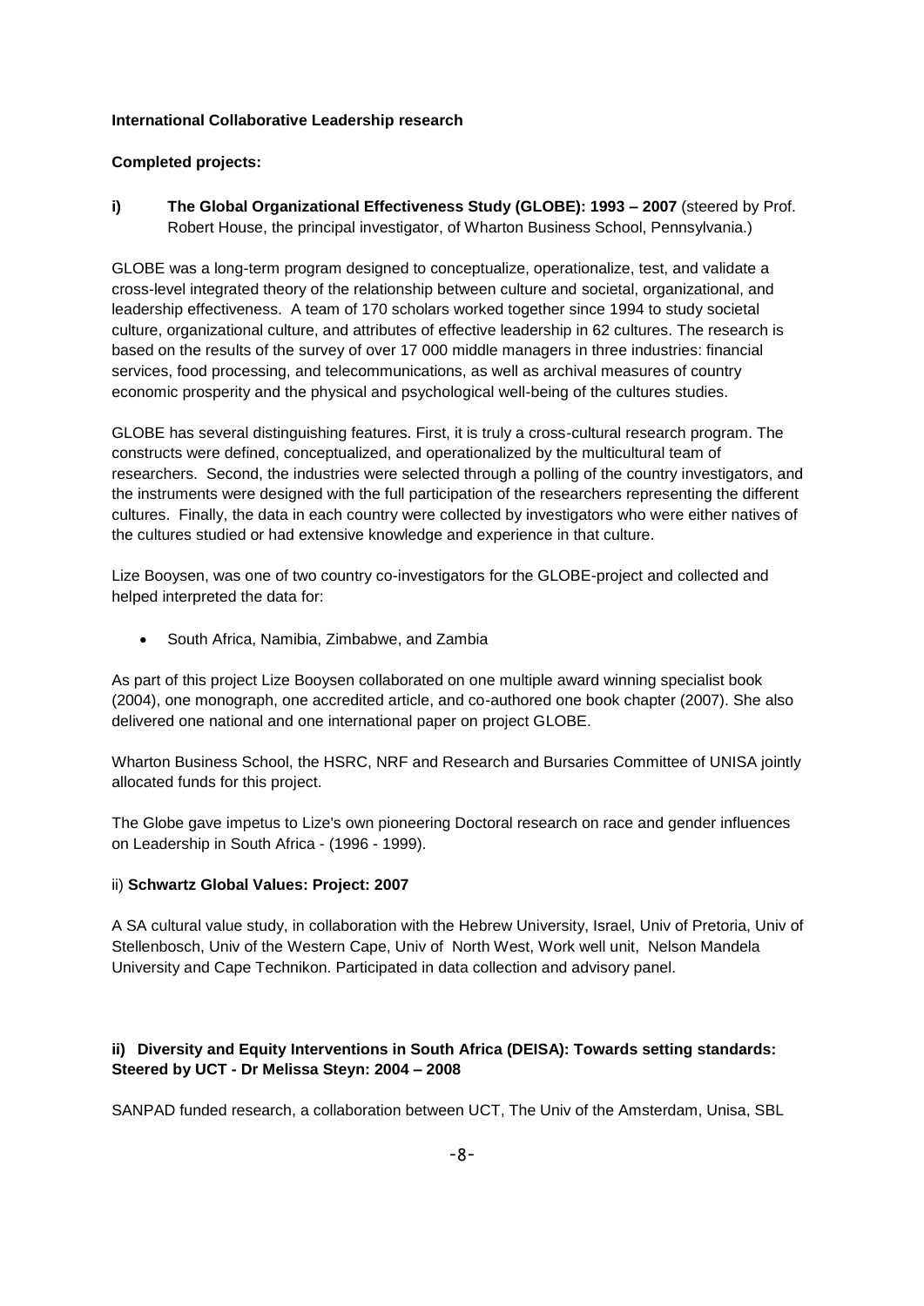**International Collaborative Leadership research**

**Completed projects:**

**i) The Global Organizational Effectiveness Study (GLOBE): 1993 – 2007** (steered by Prof. Robert House, the principal investigator, of Wharton Business School, Pennsylvania.)

GLOBE was a long-term program designed to conceptualize, operationalize, test, and validate a cross-level integrated theory of the relationship between culture and societal, organizational, and leadership effectiveness. A team of 170 scholars worked together since 1994 to study societal culture, organizational culture, and attributes of effective leadership in 62 cultures. The research is based on the results of the survey of over 17 000 middle managers in three industries: financial services, food processing, and telecommunications, as well as archival measures of country economic prosperity and the physical and psychological well-being of the cultures studies.

GLOBE has several distinguishing features. First, it is truly a cross-cultural research program. The constructs were defined, conceptualized, and operationalized by the multicultural team of researchers. Second, the industries were selected through a polling of the country investigators, and the instruments were designed with the full participation of the researchers representing the different cultures. Finally, the data in each country were collected by investigators who were either natives of the cultures studied or had extensive knowledge and experience in that culture.

Lize Booysen, was one of two country co-investigators for the GLOBE-project and collected and helped interpreted the data for:

- South Africa, Namibia, Zimbabwe, and Zambia

As part of this project Lize Booysen collaborated on one multiple award winning specialist book (2004), one monograph, one accredited article, and co-authored one book chapter (2007). She also delivered one national and one international paper on project GLOBE.

Wharton Business School, the HSRC, NRF and Research and Bursaries Committee of UNISA jointly allocated funds for this project.

The Globe gave impetus to Lize's own pioneering Doctoral research on race and gender influences on Leadership in South Africa - (1996 - 1999).

ii) **Schwartz Global Values: Project: 2007**

A SA cultural value study, in collaboration with the Hebrew University, Israel, Univ of Pretoria, Univ of Stellenbosch, Univ of the Western Cape, Univ of North West, Work well unit, Nelson Mandela University and Cape Technikon. Participated in data collection and advisory panel.

**ii) Diversity and Equity Interventions in South Africa (DEISA): Towards setting standards: Steered by UCT - Dr Melissa Steyn: 2004 – 2008**

SANPAD funded research, a collaboration between UCT, The Univ of the Amsterdam, Unisa, SBL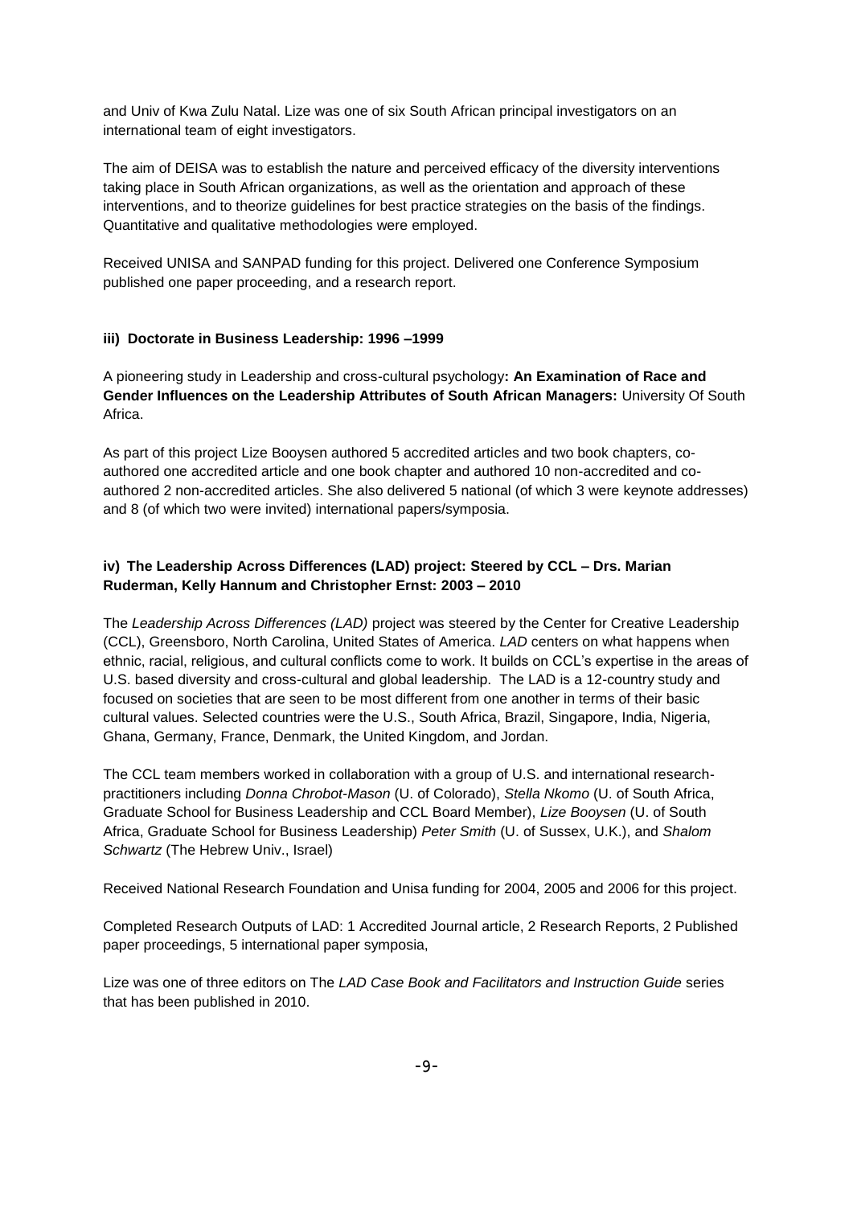and Univ of Kwa Zulu Natal. Lize was one of six South African principal investigators on an international team of eight investigators.

The aim of DEISA was to establish the nature and perceived efficacy of the diversity interventions taking place in South African organizations, as well as the orientation and approach of these interventions, and to theorize guidelines for best practice strategies on the basis of the findings. Quantitative and qualitative methodologies were employed.

Received UNISA and SANPAD funding for this project. Delivered one Conference Symposium published one paper proceeding, and a research report.

#### iii) Doctorate in Business Leadership: 1996 –1999

A pioneering study in Leadership and cross-cultural psychology**: An Examination of Race and Gender Influences on the Leadership Attributes of South African Managers:** University Of South Africa.

As part of this project Lize Booysen authored 5 accredited articles and two book chapters, co-authored one accredited article and one book chapter and authored 10 non-accredited and co-authored 2 non-accredited articles. She also delivered 5 national (of which 3 were keynote addresses) and 8 (of which two were invited) international papers/symposia.

#### iv) The Leadership Across Differences (LAD) project: Steered by CCL – Drs. Marian Ruderman, Kelly Hannum and Christopher Ernst: 2003 – 2010

The *Leadership Across Differences (LAD)* project was steered by the Center for Creative Leadership (CCL), Greensboro, North Carolina, United States of America. *LAD* centers on what happens when ethnic, racial, religious, and cultural conflicts come to work. It builds on CCL's expertise in the areas of U.S. based diversity and cross-cultural and global leadership. The LAD is a 12-country study and focused on societies that are seen to be most different from one another in terms of their basic cultural values. Selected countries were the U.S., South Africa, Brazil, Singapore, India, Nigeria, Ghana, Germany, France, Denmark, the United Kingdom, and Jordan.

The CCL team members worked in collaboration with a group of U.S. and international research-practitioners including *Donna Chrobot-Mason* (U. of Colorado), *Stella Nkomo* (U. of South Africa, Graduate School for Business Leadership and CCL Board Member), *Lize Booysen* (U. of South Africa, Graduate School for Business Leadership) *Peter Smith* (U. of Sussex, U.K.), and *Shalom Schwartz* (The Hebrew Univ., Israel)

Received National Research Foundation and Unisa funding for 2004, 2005 and 2006 for this project.

Completed Research Outputs of LAD: 1 Accredited Journal article, 2 Research Reports, 2 Published paper proceedings, 5 international paper symposia,

Lize was one of three editors on The *LAD Case Book and Facilitators and Instruction Guide* series that has been published in 2010.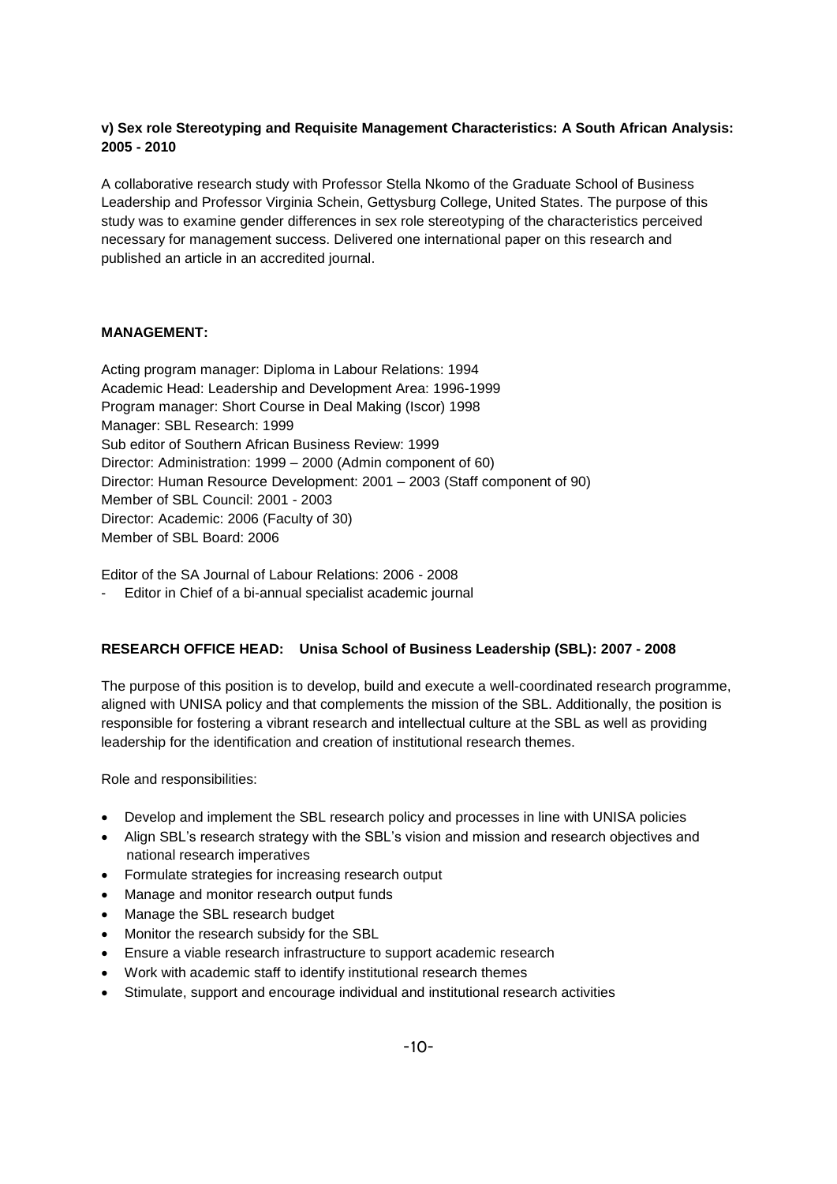**v) Sex role Stereotyping and Requisite Management Characteristics: A South African Analysis: 2005 - 2010**

A collaborative research study with Professor Stella Nkomo of the Graduate School of Business Leadership and Professor Virginia Schein, Gettysburg College, United States. The purpose of this study was to examine gender differences in sex role stereotyping of the characteristics perceived necessary for management success. Delivered one international paper on this research and published an article in an accredited journal.

**MANAGEMENT:**

Acting program manager: Diploma in Labour Relations: 1994
Academic Head: Leadership and Development Area: 1996-1999
Program manager: Short Course in Deal Making (Iscor) 1998
Manager: SBL Research: 1999
Sub editor of Southern African Business Review: 1999
Director: Administration: 1999 – 2000 (Admin component of 60)
Director: Human Resource Development: 2001 – 2003 (Staff component of 90)
Member of SBL Council: 2001 - 2003
Director: Academic: 2006 (Faculty of 30)
Member of SBL Board: 2006

Editor of the SA Journal of Labour Relations: 2006 - 2008

- Editor in Chief of a bi-annual specialist academic journal

**RESEARCH OFFICE HEAD: Unisa School of Business Leadership (SBL): 2007 - 2008**

The purpose of this position is to develop, build and execute a well-coordinated research programme, aligned with UNISA policy and that complements the mission of the SBL. Additionally, the position is responsible for fostering a vibrant research and intellectual culture at the SBL as well as providing leadership for the identification and creation of institutional research themes.

Role and responsibilities:

- Develop and implement the SBL research policy and processes in line with UNISA policies
- Align SBL's research strategy with the SBL's vision and mission and research objectives and national research imperatives
- Formulate strategies for increasing research output
- Manage and monitor research output funds
- Manage the SBL research budget
- Monitor the research subsidy for the SBL
- Ensure a viable research infrastructure to support academic research
- Work with academic staff to identify institutional research themes
- Stimulate, support and encourage individual and institutional research activities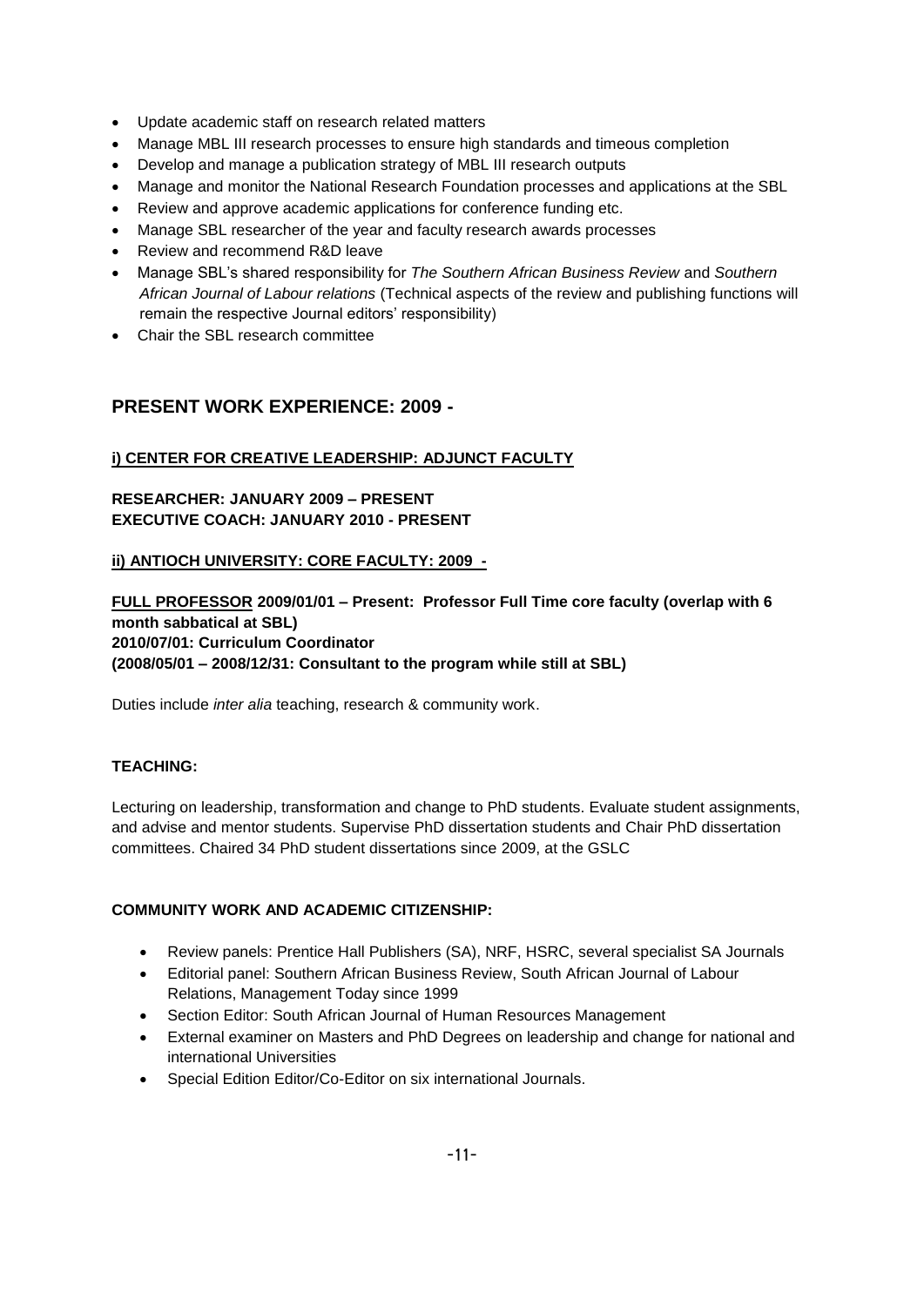- Update academic staff on research related matters
- Manage MBL III research processes to ensure high standards and timeous completion
- Develop and manage a publication strategy of MBL III research outputs
- Manage and monitor the National Research Foundation processes and applications at the SBL
- Review and approve academic applications for conference funding etc.
- Manage SBL researcher of the year and faculty research awards processes
- Review and recommend R&D leave
- Manage SBL's shared responsibility for *The Southern African Business Review* and *Southern African Journal of Labour relations* (Technical aspects of the review and publishing functions will remain the respective Journal editors' responsibility)
- Chair the SBL research committee

## PRESENT WORK EXPERIENCE: 2009 -

### i) CENTER FOR CREATIVE LEADERSHIP: ADJUNCT FACULTY

**RESEARCHER: JANUARY 2009 – PRESENT**
**EXECUTIVE COACH: JANUARY 2010 - PRESENT**

### ii) ANTIOCH UNIVERSITY: CORE FACULTY: 2009 -

**FULL PROFESSOR 2009/01/01 – Present: Professor Full Time core faculty (overlap with 6 month sabbatical at SBL)**
**2010/07/01: Curriculum Coordinator**
**(2008/05/01 – 2008/12/31: Consultant to the program while still at SBL)**

Duties include *inter alia* teaching, research & community work.

**TEACHING:**

Lecturing on leadership, transformation and change to PhD students. Evaluate student assignments, and advise and mentor students. Supervise PhD dissertation students and Chair PhD dissertation committees. Chaired 34 PhD student dissertations since 2009, at the GSLC

**COMMUNITY WORK AND ACADEMIC CITIZENSHIP:**

- Review panels: Prentice Hall Publishers (SA), NRF, HSRC, several specialist SA Journals
- Editorial panel: Southern African Business Review, South African Journal of Labour Relations, Management Today since 1999
- Section Editor: South African Journal of Human Resources Management
- External examiner on Masters and PhD Degrees on leadership and change for national and international Universities
- Special Edition Editor/Co-Editor on six international Journals.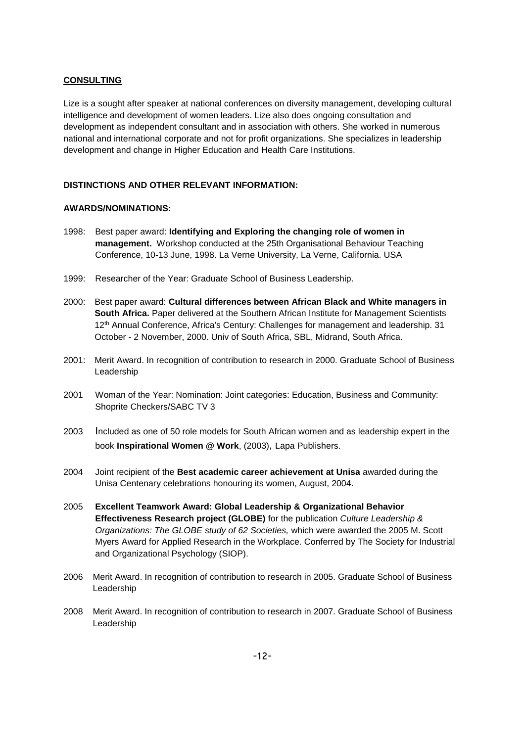## CONSULTING

Lize is a sought after speaker at national conferences on diversity management, developing cultural intelligence and development of women leaders. Lize also does ongoing consultation and development as independent consultant and in association with others. She worked in numerous national and international corporate and not for profit organizations. She specializes in leadership development and change in Higher Education and Health Care Institutions.

### DISTINCTIONS AND OTHER RELEVANT INFORMATION:

### AWARDS/NOMINATIONS:

1998: Best paper award: **Identifying and Exploring the changing role of women in management.** Workshop conducted at the 25th Organisational Behaviour Teaching Conference, 10-13 June, 1998. La Verne University, La Verne, California. USA

1999: Researcher of the Year: Graduate School of Business Leadership.

2000: Best paper award: **Cultural differences between African Black and White managers in South Africa.** Paper delivered at the Southern African Institute for Management Scientists 12th Annual Conference, Africa's Century: Challenges for management and leadership. 31 October - 2 November, 2000. Univ of South Africa, SBL, Midrand, South Africa.

2001: Merit Award. In recognition of contribution to research in 2000. Graduate School of Business Leadership

2001 Woman of the Year: Nomination: Joint categories: Education, Business and Community: Shoprite Checkers/SABC TV 3

2003 Included as one of 50 role models for South African women and as leadership expert in the book **Inspirational Women @ Work**, (2003), Lapa Publishers.

2004 Joint recipient of the **Best academic career achievement at Unisa** awarded during the Unisa Centenary celebrations honouring its women, August, 2004.

2005 **Excellent Teamwork Award: Global Leadership & Organizational Behavior Effectiveness Research project (GLOBE)** for the publication *Culture Leadership & Organizations: The GLOBE study of 62 Societies,* which were awarded the 2005 M. Scott Myers Award for Applied Research in the Workplace. Conferred by The Society for Industrial and Organizational Psychology (SIOP).

2006 Merit Award. In recognition of contribution to research in 2005. Graduate School of Business Leadership

2008 Merit Award. In recognition of contribution to research in 2007. Graduate School of Business Leadership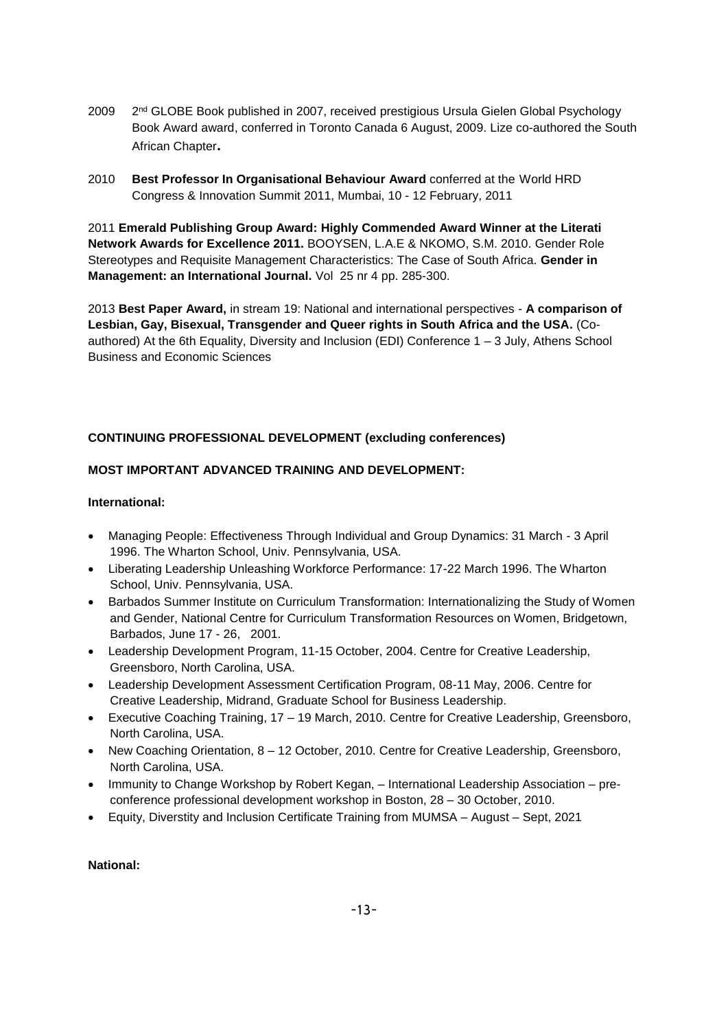2009 2nd GLOBE Book published in 2007, received prestigious Ursula Gielen Global Psychology Book Award award, conferred in Toronto Canada 6 August, 2009. Lize co-authored the South African Chapter**.**

2010 **Best Professor In Organisational Behaviour Award** conferred at the World HRD Congress & Innovation Summit 2011, Mumbai, 10 - 12 February, 2011

2011 **Emerald Publishing Group Award: Highly Commended Award Winner at the Literati Network Awards for Excellence 2011.** BOOYSEN, L.A.E & NKOMO, S.M. 2010. Gender Role Stereotypes and Requisite Management Characteristics: The Case of South Africa. **Gender in Management: an International Journal.** Vol 25 nr 4 pp. 285-300.

2013 **Best Paper Award,** in stream 19: National and international perspectives - **A comparison of Lesbian, Gay, Bisexual, Transgender and Queer rights in South Africa and the USA.** (Co-authored) At the 6th Equality, Diversity and Inclusion (EDI) Conference 1 – 3 July, Athens School Business and Economic Sciences

**CONTINUING PROFESSIONAL DEVELOPMENT (excluding conferences)**

**MOST IMPORTANT ADVANCED TRAINING AND DEVELOPMENT:**

**International:**

- Managing People: Effectiveness Through Individual and Group Dynamics: 31 March - 3 April 1996. The Wharton School, Univ. Pennsylvania, USA.
- Liberating Leadership Unleashing Workforce Performance: 17-22 March 1996. The Wharton School, Univ. Pennsylvania, USA.
- Barbados Summer Institute on Curriculum Transformation: Internationalizing the Study of Women and Gender, National Centre for Curriculum Transformation Resources on Women, Bridgetown, Barbados, June 17 - 26, 2001.
- Leadership Development Program, 11-15 October, 2004. Centre for Creative Leadership, Greensboro, North Carolina, USA.
- Leadership Development Assessment Certification Program, 08-11 May, 2006. Centre for Creative Leadership, Midrand, Graduate School for Business Leadership.
- Executive Coaching Training, 17 – 19 March, 2010. Centre for Creative Leadership, Greensboro, North Carolina, USA.
- New Coaching Orientation, 8 – 12 October, 2010. Centre for Creative Leadership, Greensboro, North Carolina, USA.
- Immunity to Change Workshop by Robert Kegan, – International Leadership Association – pre-conference professional development workshop in Boston, 28 – 30 October, 2010.
- Equity, Diverstity and Inclusion Certificate Training from MUMSA – August – Sept, 2021

**National:**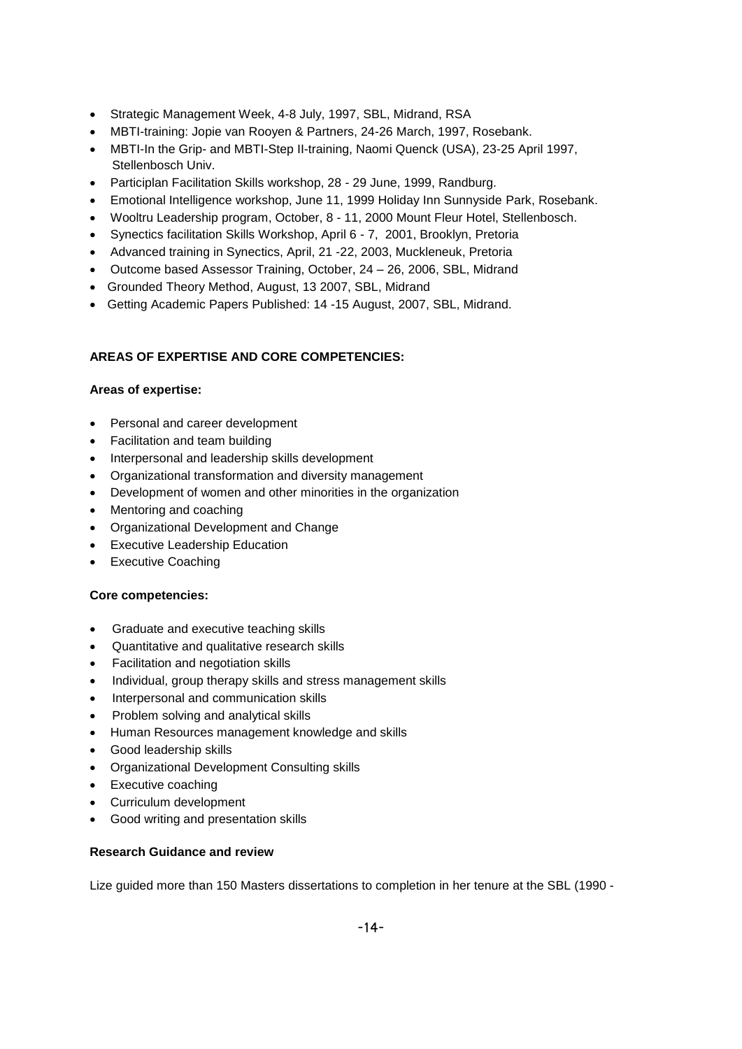- Strategic Management Week, 4-8 July, 1997, SBL, Midrand, RSA
- MBTI-training: Jopie van Rooyen & Partners, 24-26 March, 1997, Rosebank.
- MBTI-In the Grip- and MBTI-Step II-training, Naomi Quenck (USA), 23-25 April 1997, Stellenbosch Univ.
- Participlan Facilitation Skills workshop, 28 - 29 June, 1999, Randburg.
- Emotional Intelligence workshop, June 11, 1999 Holiday Inn Sunnyside Park, Rosebank.
- Wooltru Leadership program, October, 8 - 11, 2000 Mount Fleur Hotel, Stellenbosch.
- Synectics facilitation Skills Workshop, April 6 - 7, 2001, Brooklyn, Pretoria
- Advanced training in Synectics, April, 21 -22, 2003, Muckleneuk, Pretoria
- Outcome based Assessor Training, October, 24 – 26, 2006, SBL, Midrand
- Grounded Theory Method, August, 13 2007, SBL, Midrand
- Getting Academic Papers Published: 14 -15 August, 2007, SBL, Midrand.

**AREAS OF EXPERTISE AND CORE COMPETENCIES:**

**Areas of expertise:**

- Personal and career development
- Facilitation and team building
- Interpersonal and leadership skills development
- Organizational transformation and diversity management
- Development of women and other minorities in the organization
- Mentoring and coaching
- Organizational Development and Change
- Executive Leadership Education
- Executive Coaching

**Core competencies:**

- Graduate and executive teaching skills
- Quantitative and qualitative research skills
- Facilitation and negotiation skills
- Individual, group therapy skills and stress management skills
- Interpersonal and communication skills
- Problem solving and analytical skills
- Human Resources management knowledge and skills
- Good leadership skills
- Organizational Development Consulting skills
- Executive coaching
- Curriculum development
- Good writing and presentation skills

**Research Guidance and review**

Lize guided more than 150 Masters dissertations to completion in her tenure at the SBL (1990 -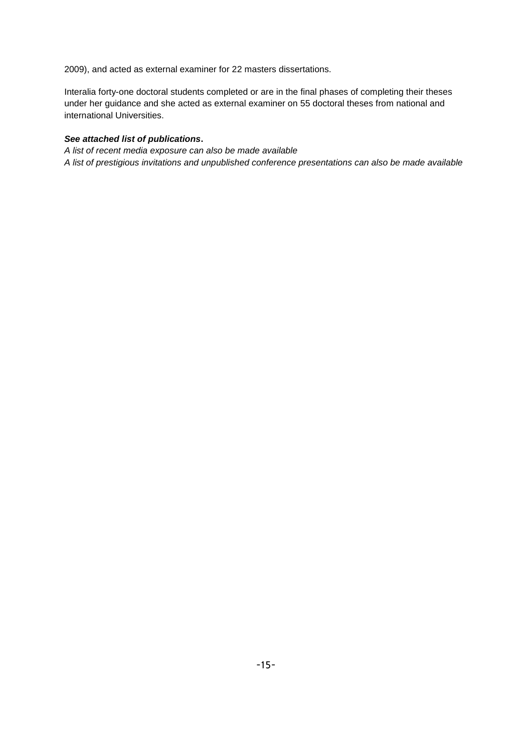2009), and acted as external examiner for 22 masters dissertations.

Interalia forty-one doctoral students completed or are in the final phases of completing their theses under her guidance and she acted as external examiner on 55 doctoral theses from national and international Universities.

***See attached list of publications*.**
*A list of recent media exposure can also be made available*
*A list of prestigious invitations and unpublished conference presentations can also be made available*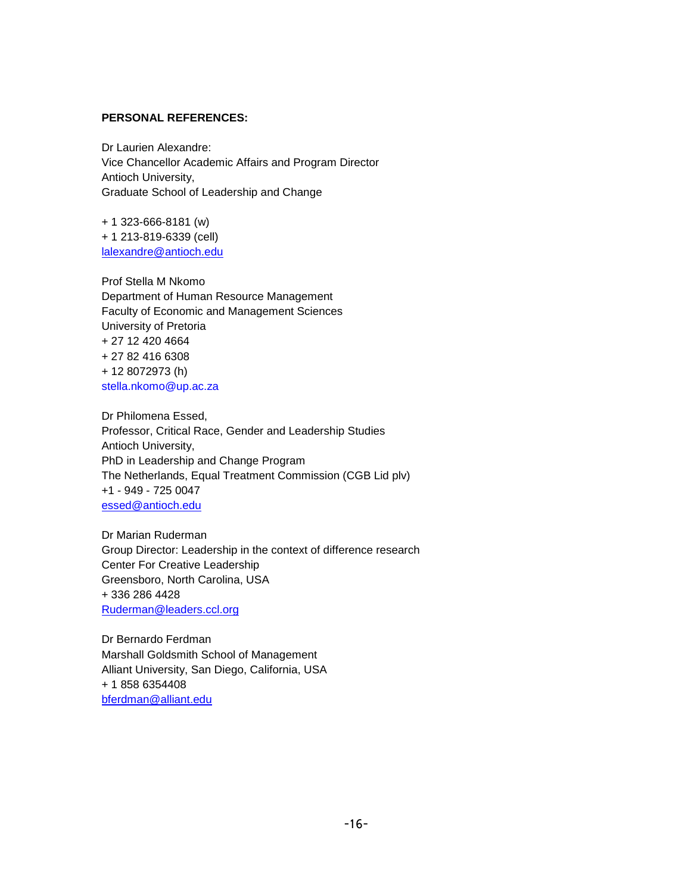**PERSONAL REFERENCES:**

Dr Laurien Alexandre:
Vice Chancellor Academic Affairs and Program Director
Antioch University,
Graduate School of Leadership and Change

+ 1 323-666-8181 (w)
+ 1 213-819-6339 (cell)
lalexandre@antioch.edu

Prof Stella M Nkomo
Department of Human Resource Management
Faculty of Economic and Management Sciences
University of Pretoria
+ 27 12 420 4664
+ 27 82 416 6308
+ 12 8072973 (h)
stella.nkomo@up.ac.za

Dr Philomena Essed,
Professor, Critical Race, Gender and Leadership Studies
Antioch University,
PhD in Leadership and Change Program
The Netherlands, Equal Treatment Commission (CGB Lid plv)
+1 - 949 - 725 0047
essed@antioch.edu

Dr Marian Ruderman
Group Director: Leadership in the context of difference research
Center For Creative Leadership
Greensboro, North Carolina, USA
+ 336 286 4428
Ruderman@leaders.ccl.org

Dr Bernardo Ferdman
Marshall Goldsmith School of Management
Alliant University, San Diego, California, USA
+ 1 858 6354408
bferdman@alliant.edu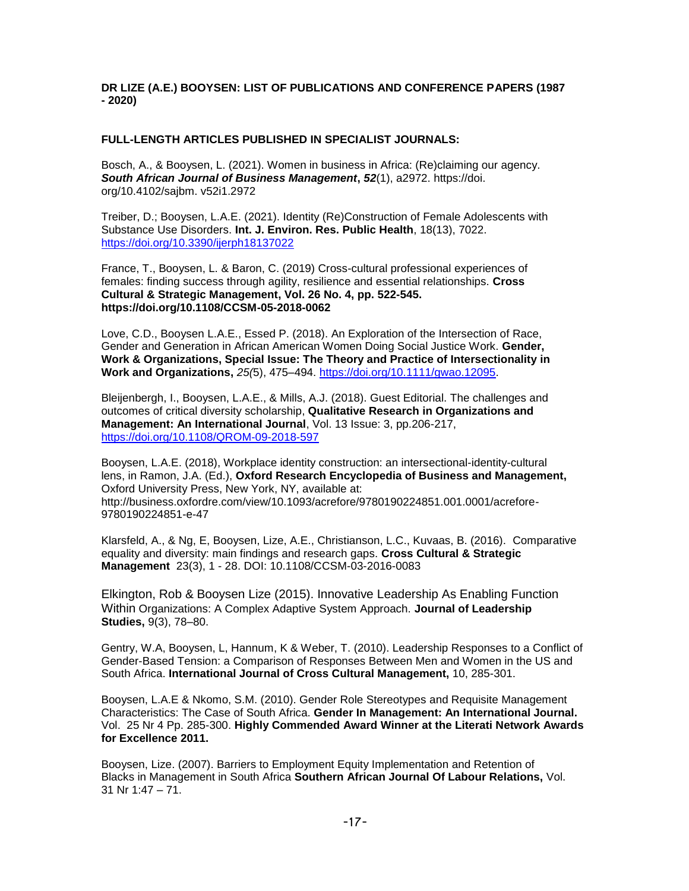**DR LIZE (A.E.) BOOYSEN: LIST OF PUBLICATIONS AND CONFERENCE PAPERS (1987 - 2020)**

**FULL-LENGTH ARTICLES PUBLISHED IN SPECIALIST JOURNALS:**

Bosch, A., & Booysen, L. (2021). Women in business in Africa: (Re)claiming our agency. ***South African Journal of Business Management*, *52***(1), a2972. https://doi. org/10.4102/sajbm. v52i1.2972

Treiber, D.; Booysen, L.A.E. (2021). Identity (Re)Construction of Female Adolescents with Substance Use Disorders. **Int. J. Environ. Res. Public Health**, 18(13), 7022. https://doi.org/10.3390/ijerph18137022

France, T., Booysen, L. & Baron, C. (2019) Cross-cultural professional experiences of females: finding success through agility, resilience and essential relationships. **Cross Cultural & Strategic Management, Vol. 26 No. 4, pp. 522-545. https://doi.org/10.1108/CCSM-05-2018-0062**

Love, C.D., Booysen L.A.E., Essed P. (2018). An Exploration of the Intersection of Race, Gender and Generation in African American Women Doing Social Justice Work. **Gender, Work & Organizations, Special Issue: The Theory and Practice of Intersectionality in Work and Organizations,** *25(*5), 475–494. https://doi.org/10.1111/gwao.12095.

Bleijenbergh, I., Booysen, L.A.E., & Mills, A.J. (2018). Guest Editorial. The challenges and outcomes of critical diversity scholarship, **Qualitative Research in Organizations and Management: An International Journal**, Vol. 13 Issue: 3, pp.206-217, https://doi.org/10.1108/QROM-09-2018-597

Booysen, L.A.E. (2018), Workplace identity construction: an intersectional-identity-cultural lens, in Ramon, J.A. (Ed.), **Oxford Research Encyclopedia of Business and Management,** Oxford University Press, New York, NY, available at: http://business.oxfordre.com/view/10.1093/acrefore/9780190224851.001.0001/acrefore-9780190224851-e-47

Klarsfeld, A., & Ng, E, Booysen, Lize, A.E., Christianson, L.C., Kuvaas, B. (2016). Comparative equality and diversity: main findings and research gaps. **Cross Cultural & Strategic Management** 23(3), 1 - 28. DOI: 10.1108/CCSM-03-2016-0083

Elkington, Rob & Booysen Lize (2015). Innovative Leadership As Enabling Function Within Organizations: A Complex Adaptive System Approach. **Journal of Leadership Studies,** 9(3), 78–80.

Gentry, W.A, Booysen, L, Hannum, K & Weber, T. (2010). Leadership Responses to a Conflict of Gender-Based Tension: a Comparison of Responses Between Men and Women in the US and South Africa. **International Journal of Cross Cultural Management,** 10, 285-301.

Booysen, L.A.E & Nkomo, S.M. (2010). Gender Role Stereotypes and Requisite Management Characteristics: The Case of South Africa. **Gender In Management: An International Journal.** Vol. 25 Nr 4 Pp. 285-300. **Highly Commended Award Winner at the Literati Network Awards for Excellence 2011.**

Booysen, Lize. (2007). Barriers to Employment Equity Implementation and Retention of Blacks in Management in South Africa **Southern African Journal Of Labour Relations,** Vol. 31 Nr 1:47 – 71.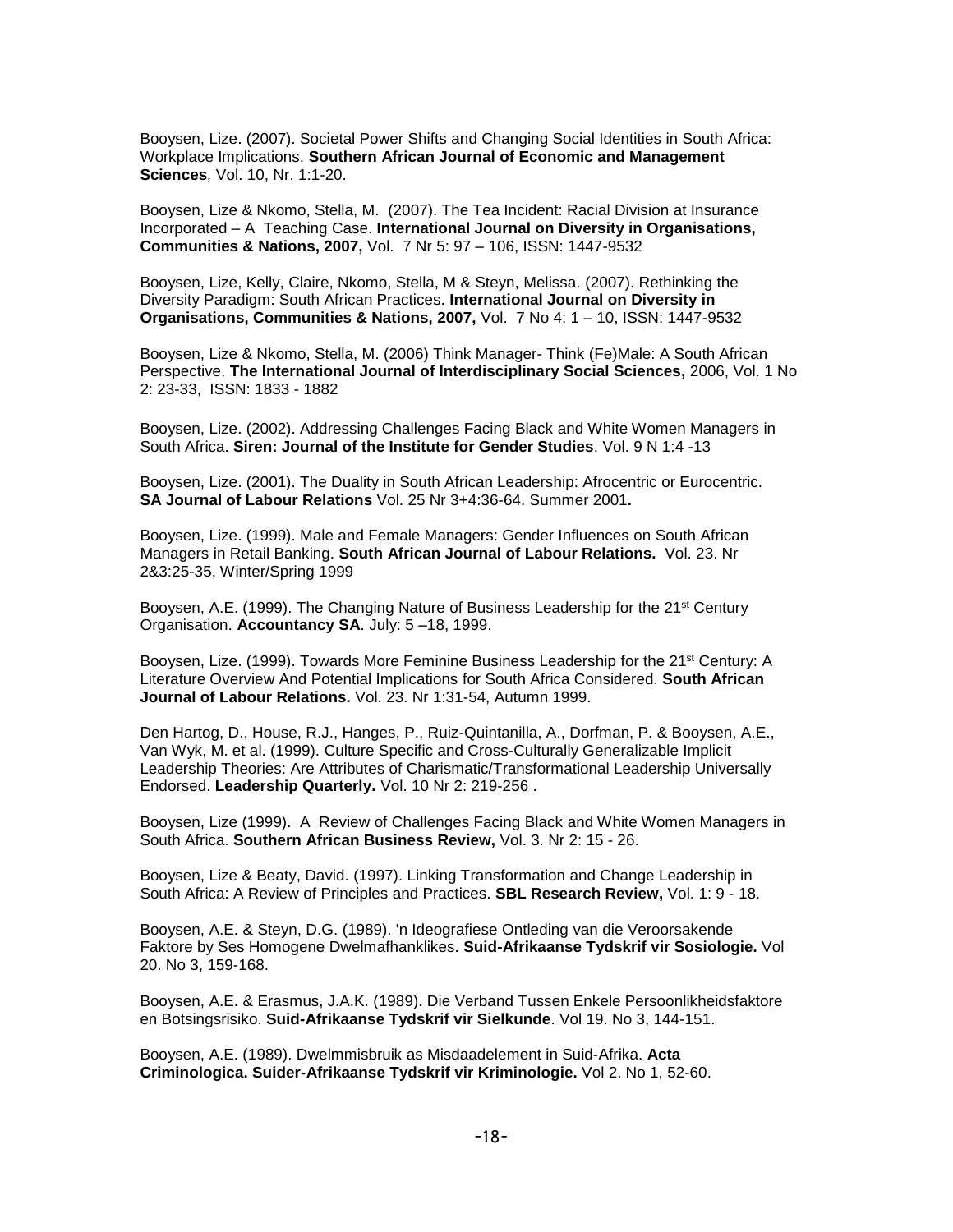Booysen, Lize. (2007). Societal Power Shifts and Changing Social Identities in South Africa: Workplace Implications. **Southern African Journal of Economic and Management Sciences***,* Vol. 10, Nr. 1:1-20.

Booysen, Lize & Nkomo, Stella, M. (2007). The Tea Incident: Racial Division at Insurance Incorporated – A Teaching Case. **International Journal on Diversity in Organisations, Communities & Nations, 2007,** Vol. 7 Nr 5: 97 – 106, ISSN: 1447-9532

Booysen, Lize, Kelly, Claire, Nkomo, Stella, M & Steyn, Melissa. (2007). Rethinking the Diversity Paradigm: South African Practices. **International Journal on Diversity in Organisations, Communities & Nations, 2007,** Vol. 7 No 4: 1 – 10, ISSN: 1447-9532

Booysen, Lize & Nkomo, Stella, M. (2006) Think Manager- Think (Fe)Male: A South African Perspective. **The International Journal of Interdisciplinary Social Sciences,** 2006, Vol. 1 No 2: 23-33, ISSN: 1833 - 1882

Booysen, Lize. (2002). Addressing Challenges Facing Black and White Women Managers in South Africa. **Siren: Journal of the Institute for Gender Studies**. Vol. 9 N 1:4 -13

Booysen, Lize. (2001). The Duality in South African Leadership: Afrocentric or Eurocentric. **SA Journal of Labour Relations** Vol. 25 Nr 3+4:36-64. Summer 2001**.**

Booysen, Lize. (1999). Male and Female Managers: Gender Influences on South African Managers in Retail Banking. **South African Journal of Labour Relations.** Vol. 23. Nr 2&3:25-35, Winter/Spring 1999

Booysen, A.E. (1999). The Changing Nature of Business Leadership for the 21st Century Organisation. **Accountancy SA**. July: 5 –18, 1999.

Booysen, Lize. (1999). Towards More Feminine Business Leadership for the 21st Century: A Literature Overview And Potential Implications for South Africa Considered. **South African Journal of Labour Relations.** Vol. 23. Nr 1:31-54, Autumn 1999.

Den Hartog, D., House, R.J., Hanges, P., Ruiz-Quintanilla, A., Dorfman, P. & Booysen, A.E., Van Wyk, M. et al. (1999). Culture Specific and Cross-Culturally Generalizable Implicit Leadership Theories: Are Attributes of Charismatic/Transformational Leadership Universally Endorsed. **Leadership Quarterly.** Vol. 10 Nr 2: 219-256 .

Booysen, Lize (1999). A Review of Challenges Facing Black and White Women Managers in South Africa. **Southern African Business Review,** Vol. 3. Nr 2: 15 - 26.

Booysen, Lize & Beaty, David. (1997). Linking Transformation and Change Leadership in South Africa: A Review of Principles and Practices. **SBL Research Review,** Vol. 1: 9 - 18.

Booysen, A.E. & Steyn, D.G. (1989). 'n Ideografiese Ontleding van die Veroorsakende Faktore by Ses Homogene Dwelmafhanklikes. **Suid-Afrikaanse Tydskrif vir Sosiologie.** Vol 20. No 3, 159-168.

Booysen, A.E. & Erasmus, J.A.K. (1989). Die Verband Tussen Enkele Persoonlikheidsfaktore en Botsingsrisiko. **Suid-Afrikaanse Tydskrif vir Sielkunde**. Vol 19. No 3, 144-151.

Booysen, A.E. (1989). Dwelmmisbruik as Misdaadelement in Suid-Afrika. **Acta Criminologica. Suider-Afrikaanse Tydskrif vir Kriminologie.** Vol 2. No 1, 52-60.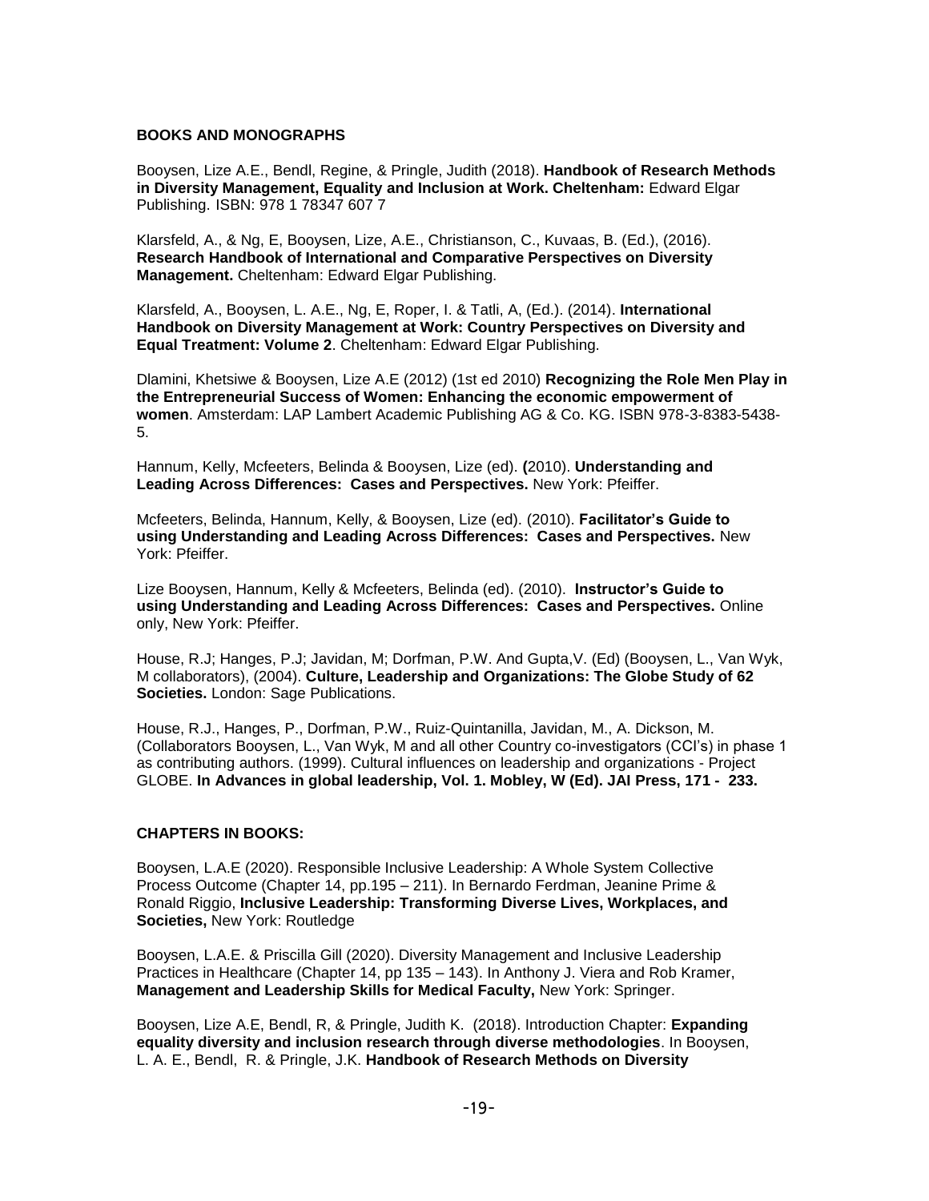**BOOKS AND MONOGRAPHS**

Booysen, Lize A.E., Bendl, Regine, & Pringle, Judith (2018). **Handbook of Research Methods in Diversity Management, Equality and Inclusion at Work. Cheltenham:** Edward Elgar Publishing. ISBN: 978 1 78347 607 7

Klarsfeld, A., & Ng, E, Booysen, Lize, A.E., Christianson, C., Kuvaas, B. (Ed.), (2016). **Research Handbook of International and Comparative Perspectives on Diversity Management.** Cheltenham: Edward Elgar Publishing.

Klarsfeld, A., Booysen, L. A.E., Ng, E, Roper, I. & Tatli, A, (Ed.). (2014). **International Handbook on Diversity Management at Work: Country Perspectives on Diversity and Equal Treatment: Volume 2**. Cheltenham: Edward Elgar Publishing.

Dlamini, Khetsiwe & Booysen, Lize A.E (2012) (1st ed 2010) **Recognizing the Role Men Play in the Entrepreneurial Success of Women: Enhancing the economic empowerment of women**. Amsterdam: LAP Lambert Academic Publishing AG & Co. KG. ISBN 978-3-8383-5438-5.

Hannum, Kelly, Mcfeeters, Belinda & Booysen, Lize (ed). **(**2010). **Understanding and Leading Across Differences: Cases and Perspectives.** New York: Pfeiffer.

Mcfeeters, Belinda, Hannum, Kelly, & Booysen, Lize (ed). (2010). **Facilitator's Guide to using Understanding and Leading Across Differences: Cases and Perspectives.** New York: Pfeiffer.

Lize Booysen, Hannum, Kelly & Mcfeeters, Belinda (ed). (2010). **Instructor's Guide to using Understanding and Leading Across Differences: Cases and Perspectives.** Online only, New York: Pfeiffer.

House, R.J; Hanges, P.J; Javidan, M; Dorfman, P.W. And Gupta,V. (Ed) (Booysen, L., Van Wyk, M collaborators), (2004). **Culture, Leadership and Organizations: The Globe Study of 62 Societies.** London: Sage Publications.

House, R.J., Hanges, P., Dorfman, P.W., Ruiz-Quintanilla, Javidan, M., A. Dickson, M. (Collaborators Booysen, L., Van Wyk, M and all other Country co-investigators (CCI's) in phase 1 as contributing authors. (1999). Cultural influences on leadership and organizations - Project GLOBE. **In Advances in global leadership, Vol. 1. Mobley, W (Ed). JAI Press, 171 - 233.**

**CHAPTERS IN BOOKS:**

Booysen, L.A.E (2020). Responsible Inclusive Leadership: A Whole System Collective Process Outcome (Chapter 14, pp.195 – 211). In Bernardo Ferdman, Jeanine Prime & Ronald Riggio, **Inclusive Leadership: Transforming Diverse Lives, Workplaces, and Societies,** New York: Routledge

Booysen, L.A.E. & Priscilla Gill (2020). Diversity Management and Inclusive Leadership Practices in Healthcare (Chapter 14, pp 135 – 143). In Anthony J. Viera and Rob Kramer, **Management and Leadership Skills for Medical Faculty,** New York: Springer.

Booysen, Lize A.E, Bendl, R, & Pringle, Judith K. (2018). Introduction Chapter: **Expanding equality diversity and inclusion research through diverse methodologies**. In Booysen, L. A. E., Bendl, R. & Pringle, J.K. **Handbook of Research Methods on Diversity**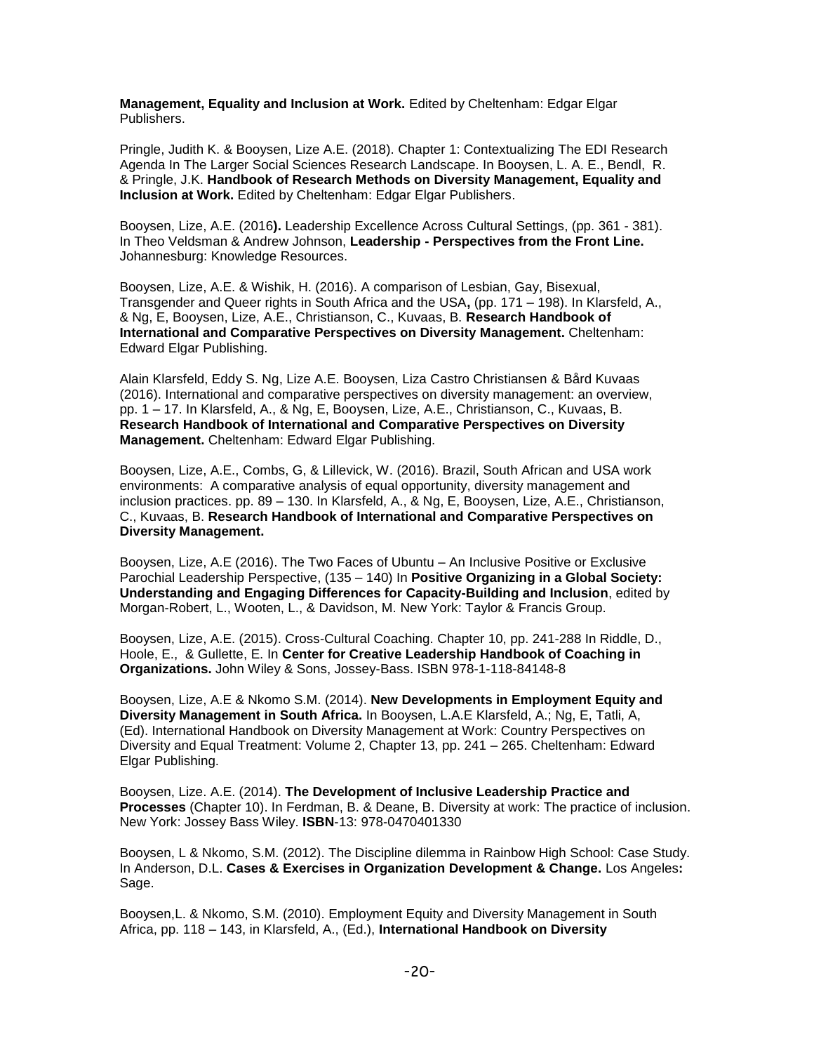**Management, Equality and Inclusion at Work.** Edited by Cheltenham: Edgar Elgar Publishers.

Pringle, Judith K. & Booysen, Lize A.E. (2018). Chapter 1: Contextualizing The EDI Research Agenda In The Larger Social Sciences Research Landscape. In Booysen, L. A. E., Bendl, R. & Pringle, J.K. **Handbook of Research Methods on Diversity Management, Equality and Inclusion at Work.** Edited by Cheltenham: Edgar Elgar Publishers.

Booysen, Lize, A.E. (2016**).** Leadership Excellence Across Cultural Settings, (pp. 361 - 381). In Theo Veldsman & Andrew Johnson, **Leadership - Perspectives from the Front Line.** Johannesburg: Knowledge Resources.

Booysen, Lize, A.E. & Wishik, H. (2016). A comparison of Lesbian, Gay, Bisexual, Transgender and Queer rights in South Africa and the USA**,** (pp. 171 – 198). In Klarsfeld, A., & Ng, E, Booysen, Lize, A.E., Christianson, C., Kuvaas, B. **Research Handbook of International and Comparative Perspectives on Diversity Management.** Cheltenham: Edward Elgar Publishing.

Alain Klarsfeld, Eddy S. Ng, Lize A.E. Booysen, Liza Castro Christiansen & Bård Kuvaas (2016). International and comparative perspectives on diversity management: an overview, pp. 1 – 17. In Klarsfeld, A., & Ng, E, Booysen, Lize, A.E., Christianson, C., Kuvaas, B. **Research Handbook of International and Comparative Perspectives on Diversity Management.** Cheltenham: Edward Elgar Publishing.

Booysen, Lize, A.E., Combs, G, & Lillevick, W. (2016). Brazil, South African and USA work environments: A comparative analysis of equal opportunity, diversity management and inclusion practices. pp. 89 – 130. In Klarsfeld, A., & Ng, E, Booysen, Lize, A.E., Christianson, C., Kuvaas, B. **Research Handbook of International and Comparative Perspectives on Diversity Management.**

Booysen, Lize, A.E (2016). The Two Faces of Ubuntu – An Inclusive Positive or Exclusive Parochial Leadership Perspective, (135 – 140) In **Positive Organizing in a Global Society: Understanding and Engaging Differences for Capacity-Building and Inclusion**, edited by Morgan-Robert, L., Wooten, L., & Davidson, M. New York: Taylor & Francis Group.

Booysen, Lize, A.E. (2015). Cross-Cultural Coaching. Chapter 10, pp. 241-288 In Riddle, D., Hoole, E., & Gullette, E. In **Center for Creative Leadership Handbook of Coaching in Organizations.** John Wiley & Sons, Jossey-Bass. ISBN 978-1-118-84148-8

Booysen, Lize, A.E & Nkomo S.M. (2014). **New Developments in Employment Equity and Diversity Management in South Africa.** In Booysen, L.A.E Klarsfeld, A.; Ng, E, Tatli, A, (Ed). International Handbook on Diversity Management at Work: Country Perspectives on Diversity and Equal Treatment: Volume 2, Chapter 13, pp. 241 – 265. Cheltenham: Edward Elgar Publishing.

Booysen, Lize. A.E. (2014). **The Development of Inclusive Leadership Practice and Processes** (Chapter 10). In Ferdman, B. & Deane, B. Diversity at work: The practice of inclusion. New York: Jossey Bass Wiley. **ISBN**-13: 978-0470401330

Booysen, L & Nkomo, S.M. (2012). The Discipline dilemma in Rainbow High School: Case Study. In Anderson, D.L. **Cases & Exercises in Organization Development & Change.** Los Angeles**:** Sage.

Booysen,L. & Nkomo, S.M. (2010). Employment Equity and Diversity Management in South Africa, pp. 118 – 143, in Klarsfeld, A., (Ed.), **International Handbook on Diversity**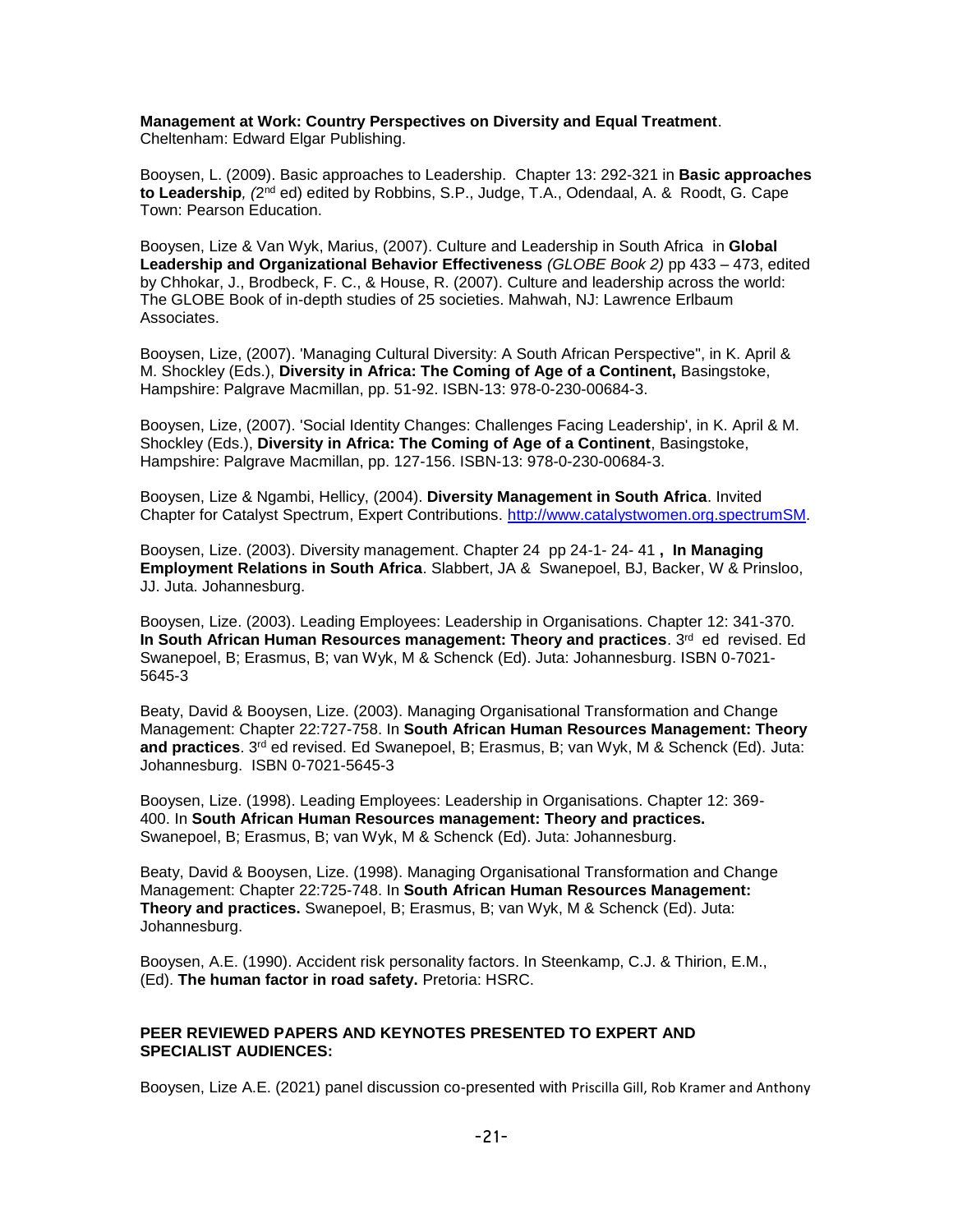**Management at Work: Country Perspectives on Diversity and Equal Treatment**. Cheltenham: Edward Elgar Publishing.

Booysen, L. (2009). Basic approaches to Leadership. Chapter 13: 292-321 in **Basic approaches to Leadership**, *(*2nd ed) edited by Robbins, S.P., Judge, T.A., Odendaal, A. & Roodt, G. Cape Town: Pearson Education.

Booysen, Lize & Van Wyk, Marius, (2007). Culture and Leadership in South Africa in **Global Leadership and Organizational Behavior Effectiveness** *(GLOBE Book 2)* pp 433 – 473, edited by Chhokar, J., Brodbeck, F. C., & House, R. (2007). Culture and leadership across the world: The GLOBE Book of in-depth studies of 25 societies. Mahwah, NJ: Lawrence Erlbaum Associates.

Booysen, Lize, (2007). 'Managing Cultural Diversity: A South African Perspective", in K. April & M. Shockley (Eds.), **Diversity in Africa: The Coming of Age of a Continent,** Basingstoke, Hampshire: Palgrave Macmillan, pp. 51-92. ISBN-13: 978-0-230-00684-3.

Booysen, Lize, (2007). 'Social Identity Changes: Challenges Facing Leadership', in K. April & M. Shockley (Eds.), **Diversity in Africa: The Coming of Age of a Continent**, Basingstoke, Hampshire: Palgrave Macmillan, pp. 127-156. ISBN-13: 978-0-230-00684-3.

Booysen, Lize & Ngambi, Hellicy, (2004). **Diversity Management in South Africa**. Invited Chapter for Catalyst Spectrum, Expert Contributions. http://www.catalystwomen.org.spectrumSM.

Booysen, Lize. (2003). Diversity management. Chapter 24 pp 24-1- 24- 41 **, In Managing Employment Relations in South Africa**. Slabbert, JA & Swanepoel, BJ, Backer, W & Prinsloo, JJ. Juta. Johannesburg.

Booysen, Lize. (2003). Leading Employees: Leadership in Organisations. Chapter 12: 341-370. **In South African Human Resources management: Theory and practices**. 3rd ed revised. Ed Swanepoel, B; Erasmus, B; van Wyk, M & Schenck (Ed). Juta: Johannesburg. ISBN 0-7021-5645-3

Beaty, David & Booysen, Lize. (2003). Managing Organisational Transformation and Change Management: Chapter 22:727-758. In **South African Human Resources Management: Theory and practices**. 3rd ed revised. Ed Swanepoel, B; Erasmus, B; van Wyk, M & Schenck (Ed). Juta: Johannesburg. ISBN 0-7021-5645-3

Booysen, Lize. (1998). Leading Employees: Leadership in Organisations. Chapter 12: 369-400. In **South African Human Resources management: Theory and practices.** Swanepoel, B; Erasmus, B; van Wyk, M & Schenck (Ed). Juta: Johannesburg.

Beaty, David & Booysen, Lize. (1998). Managing Organisational Transformation and Change Management: Chapter 22:725-748. In **South African Human Resources Management: Theory and practices.** Swanepoel, B; Erasmus, B; van Wyk, M & Schenck (Ed). Juta: Johannesburg.

Booysen, A.E. (1990). Accident risk personality factors. In Steenkamp, C.J. & Thirion, E.M., (Ed). **The human factor in road safety.** Pretoria: HSRC.

**PEER REVIEWED PAPERS AND KEYNOTES PRESENTED TO EXPERT AND SPECIALIST AUDIENCES:**

Booysen, Lize A.E. (2021) panel discussion co-presented with Priscilla Gill, Rob Kramer and Anthony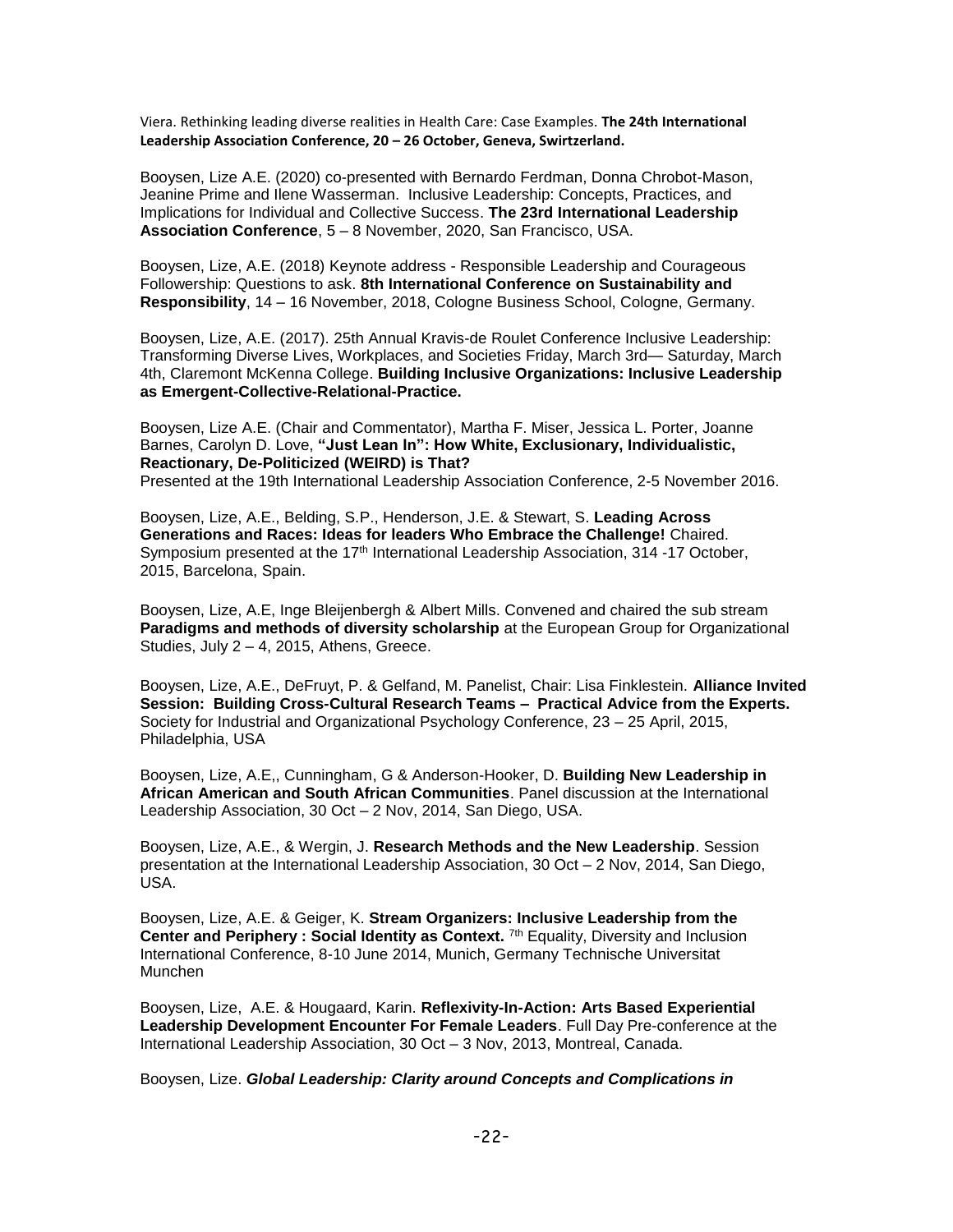Viera. Rethinking leading diverse realities in Health Care: Case Examples. **The 24th International Leadership Association Conference, 20 – 26 October, Geneva, Swirtzerland.**

Booysen, Lize A.E. (2020) co-presented with Bernardo Ferdman, Donna Chrobot-Mason, Jeanine Prime and Ilene Wasserman. Inclusive Leadership: Concepts, Practices, and Implications for Individual and Collective Success. **The 23rd International Leadership Association Conference**, 5 – 8 November, 2020, San Francisco, USA.

Booysen, Lize, A.E. (2018) Keynote address - Responsible Leadership and Courageous Followership: Questions to ask. **8th International Conference on Sustainability and Responsibility**, 14 – 16 November, 2018, Cologne Business School, Cologne, Germany.

Booysen, Lize, A.E. (2017). 25th Annual Kravis-de Roulet Conference Inclusive Leadership: Transforming Diverse Lives, Workplaces, and Societies Friday, March 3rd— Saturday, March 4th, Claremont McKenna College. **Building Inclusive Organizations: Inclusive Leadership as Emergent-Collective-Relational-Practice.**

Booysen, Lize A.E. (Chair and Commentator), Martha F. Miser, Jessica L. Porter, Joanne Barnes, Carolyn D. Love, **"Just Lean In": How White, Exclusionary, Individualistic, Reactionary, De-Politicized (WEIRD) is That?**
Presented at the 19th International Leadership Association Conference, 2-5 November 2016.

Booysen, Lize, A.E., Belding, S.P., Henderson, J.E. & Stewart, S. **Leading Across Generations and Races: Ideas for leaders Who Embrace the Challenge!** Chaired. Symposium presented at the 17th International Leadership Association, 314 -17 October, 2015, Barcelona, Spain.

Booysen, Lize, A.E, Inge Bleijenbergh & Albert Mills. Convened and chaired the sub stream **Paradigms and methods of diversity scholarship** at the European Group for Organizational Studies, July 2 – 4, 2015, Athens, Greece.

Booysen, Lize, A.E., DeFruyt, P. & Gelfand, M. Panelist, Chair: Lisa Finklestein. **Alliance Invited Session: Building Cross-Cultural Research Teams – Practical Advice from the Experts.** Society for Industrial and Organizational Psychology Conference, 23 – 25 April, 2015, Philadelphia, USA

Booysen, Lize, A.E,, Cunningham, G & Anderson-Hooker, D. **Building New Leadership in African American and South African Communities**. Panel discussion at the International Leadership Association, 30 Oct – 2 Nov, 2014, San Diego, USA.

Booysen, Lize, A.E., & Wergin, J. **Research Methods and the New Leadership**. Session presentation at the International Leadership Association, 30 Oct – 2 Nov, 2014, San Diego, USA.

Booysen, Lize, A.E. & Geiger, K. **Stream Organizers: Inclusive Leadership from the Center and Periphery : Social Identity as Context.** 7th Equality, Diversity and Inclusion International Conference, 8-10 June 2014, Munich, Germany Technische Universitat Munchen

Booysen, Lize, A.E. & Hougaard, Karin. **Reflexivity-In-Action: Arts Based Experiential Leadership Development Encounter For Female Leaders**. Full Day Pre-conference at the International Leadership Association, 30 Oct – 3 Nov, 2013, Montreal, Canada.

Booysen, Lize. ***Global Leadership: Clarity around Concepts and Complications in***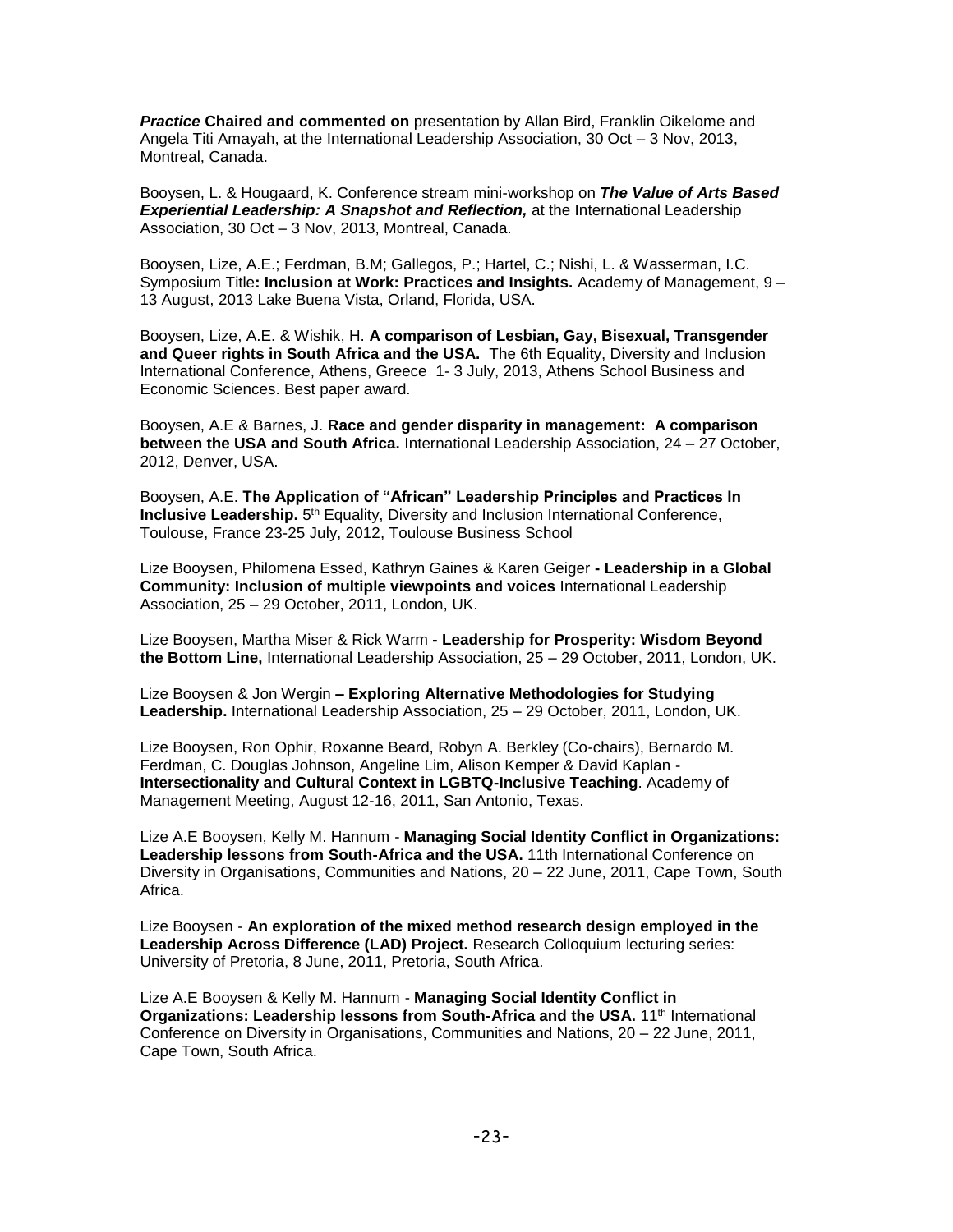***Practice*** **Chaired and commented on** presentation by Allan Bird, Franklin Oikelome and Angela Titi Amayah, at the International Leadership Association, 30 Oct – 3 Nov, 2013, Montreal, Canada.

Booysen, L. & Hougaard, K. Conference stream mini-workshop on ***The Value of Arts Based Experiential Leadership: A Snapshot and Reflection,*** at the International Leadership Association, 30 Oct – 3 Nov, 2013, Montreal, Canada.

Booysen, Lize, A.E.; Ferdman, B.M; Gallegos, P.; Hartel, C.; Nishi, L. & Wasserman, I.C. Symposium Title**: Inclusion at Work: Practices and Insights.** Academy of Management, 9 – 13 August, 2013 Lake Buena Vista, Orland, Florida, USA.

Booysen, Lize, A.E. & Wishik, H. **A comparison of Lesbian, Gay, Bisexual, Transgender and Queer rights in South Africa and the USA.** The 6th Equality, Diversity and Inclusion International Conference, Athens, Greece 1- 3 July, 2013, Athens School Business and Economic Sciences. Best paper award.

Booysen, A.E & Barnes, J. **Race and gender disparity in management: A comparison between the USA and South Africa.** International Leadership Association, 24 – 27 October, 2012, Denver, USA.

Booysen, A.E. **The Application of "African" Leadership Principles and Practices In Inclusive Leadership.** 5th Equality, Diversity and Inclusion International Conference, Toulouse, France 23-25 July, 2012, Toulouse Business School

Lize Booysen, Philomena Essed, Kathryn Gaines & Karen Geiger **- Leadership in a Global Community: Inclusion of multiple viewpoints and voices** International Leadership Association, 25 – 29 October, 2011, London, UK.

Lize Booysen, Martha Miser & Rick Warm **- Leadership for Prosperity: Wisdom Beyond the Bottom Line,** International Leadership Association, 25 – 29 October, 2011, London, UK.

Lize Booysen & Jon Wergin **– Exploring Alternative Methodologies for Studying Leadership.** International Leadership Association, 25 – 29 October, 2011, London, UK.

Lize Booysen, Ron Ophir, Roxanne Beard, Robyn A. Berkley (Co-chairs), Bernardo M. Ferdman, C. Douglas Johnson, Angeline Lim, Alison Kemper & David Kaplan - **Intersectionality and Cultural Context in LGBTQ-Inclusive Teaching**. Academy of Management Meeting, August 12-16, 2011, San Antonio, Texas.

Lize A.E Booysen, Kelly M. Hannum - **Managing Social Identity Conflict in Organizations: Leadership lessons from South-Africa and the USA.** 11th International Conference on Diversity in Organisations, Communities and Nations, 20 – 22 June, 2011, Cape Town, South Africa.

Lize Booysen - **An exploration of the mixed method research design employed in the Leadership Across Difference (LAD) Project.** Research Colloquium lecturing series: University of Pretoria, 8 June, 2011, Pretoria, South Africa.

Lize A.E Booysen & Kelly M. Hannum - **Managing Social Identity Conflict in Organizations: Leadership lessons from South-Africa and the USA.** 11th International Conference on Diversity in Organisations, Communities and Nations, 20 – 22 June, 2011, Cape Town, South Africa.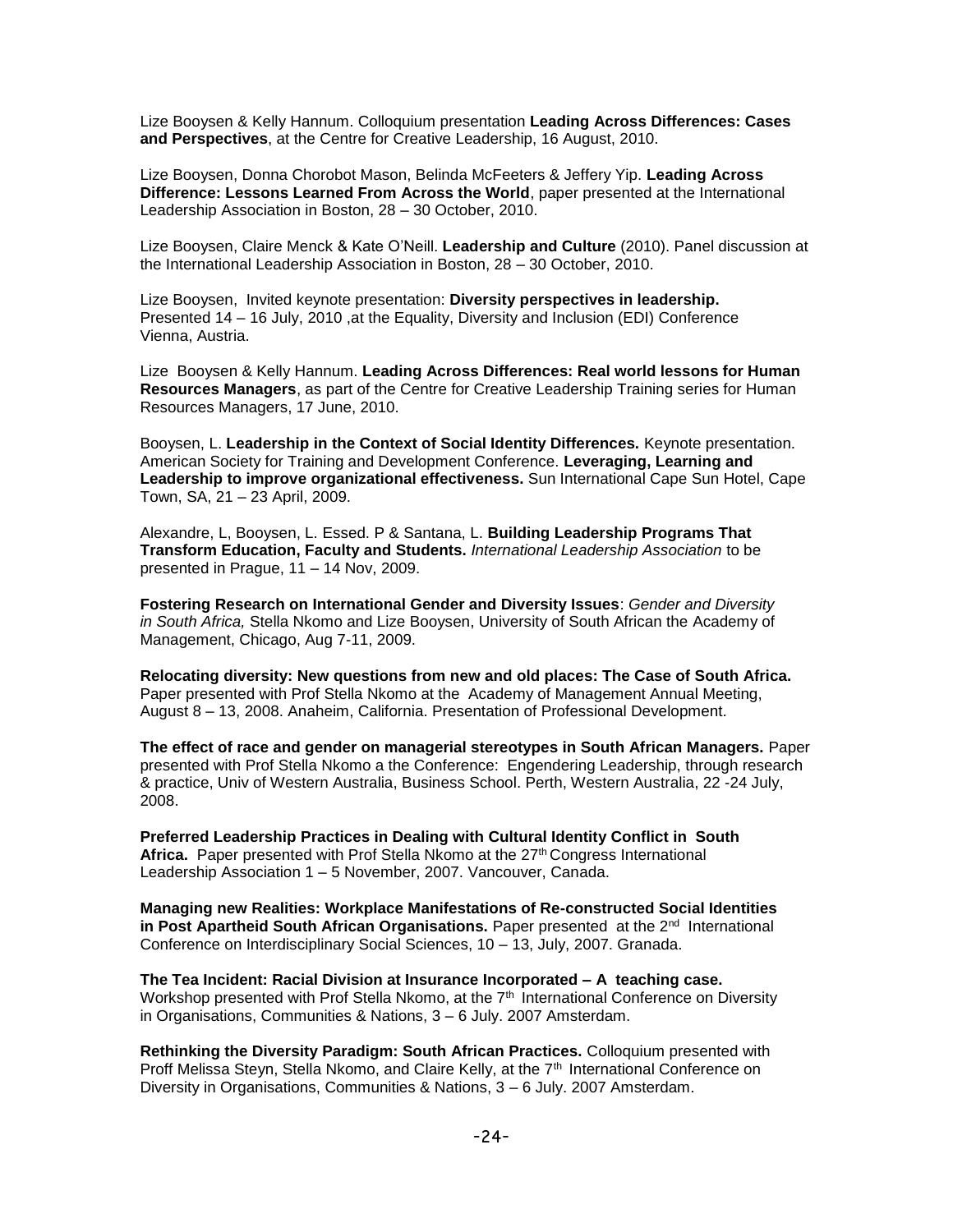Lize Booysen & Kelly Hannum. Colloquium presentation **Leading Across Differences: Cases and Perspectives**, at the Centre for Creative Leadership, 16 August, 2010.

Lize Booysen, Donna Chorobot Mason, Belinda McFeeters & Jeffery Yip. **Leading Across Difference: Lessons Learned From Across the World**, paper presented at the International Leadership Association in Boston, 28 – 30 October, 2010.

Lize Booysen, Claire Menck & Kate O'Neill. **Leadership and Culture** (2010). Panel discussion at the International Leadership Association in Boston, 28 – 30 October, 2010.

Lize Booysen, Invited keynote presentation: **Diversity perspectives in leadership.** Presented 14 – 16 July, 2010 ,at the Equality, Diversity and Inclusion (EDI) Conference Vienna, Austria.

Lize Booysen & Kelly Hannum. **Leading Across Differences: Real world lessons for Human Resources Managers**, as part of the Centre for Creative Leadership Training series for Human Resources Managers, 17 June, 2010.

Booysen, L. **Leadership in the Context of Social Identity Differences.** Keynote presentation. American Society for Training and Development Conference. **Leveraging, Learning and Leadership to improve organizational effectiveness.** Sun International Cape Sun Hotel, Cape Town, SA, 21 – 23 April, 2009.

Alexandre, L, Booysen, L. Essed. P & Santana, L. **Building Leadership Programs That Transform Education, Faculty and Students.** *International Leadership Association* to be presented in Prague, 11 – 14 Nov, 2009.

**Fostering Research on International Gender and Diversity Issues**: *Gender and Diversity in South Africa,* Stella Nkomo and Lize Booysen, University of South African the Academy of Management, Chicago, Aug 7-11, 2009.

**Relocating diversity: New questions from new and old places: The Case of South Africa.** Paper presented with Prof Stella Nkomo at the Academy of Management Annual Meeting, August 8 – 13, 2008. Anaheim, California. Presentation of Professional Development.

**The effect of race and gender on managerial stereotypes in South African Managers.** Paper presented with Prof Stella Nkomo a the Conference: Engendering Leadership, through research & practice, Univ of Western Australia, Business School. Perth, Western Australia, 22 -24 July, 2008.

**Preferred Leadership Practices in Dealing with Cultural Identity Conflict in South Africa.** Paper presented with Prof Stella Nkomo at the 27th Congress International Leadership Association 1 – 5 November, 2007. Vancouver, Canada.

**Managing new Realities: Workplace Manifestations of Re-constructed Social Identities in Post Apartheid South African Organisations.** Paper presented at the 2nd International Conference on Interdisciplinary Social Sciences, 10 – 13, July, 2007. Granada.

**The Tea Incident: Racial Division at Insurance Incorporated – A teaching case.** Workshop presented with Prof Stella Nkomo, at the 7th International Conference on Diversity in Organisations, Communities & Nations, 3 – 6 July. 2007 Amsterdam.

**Rethinking the Diversity Paradigm: South African Practices.** Colloquium presented with Proff Melissa Steyn, Stella Nkomo, and Claire Kelly, at the 7th International Conference on Diversity in Organisations, Communities & Nations, 3 – 6 July. 2007 Amsterdam.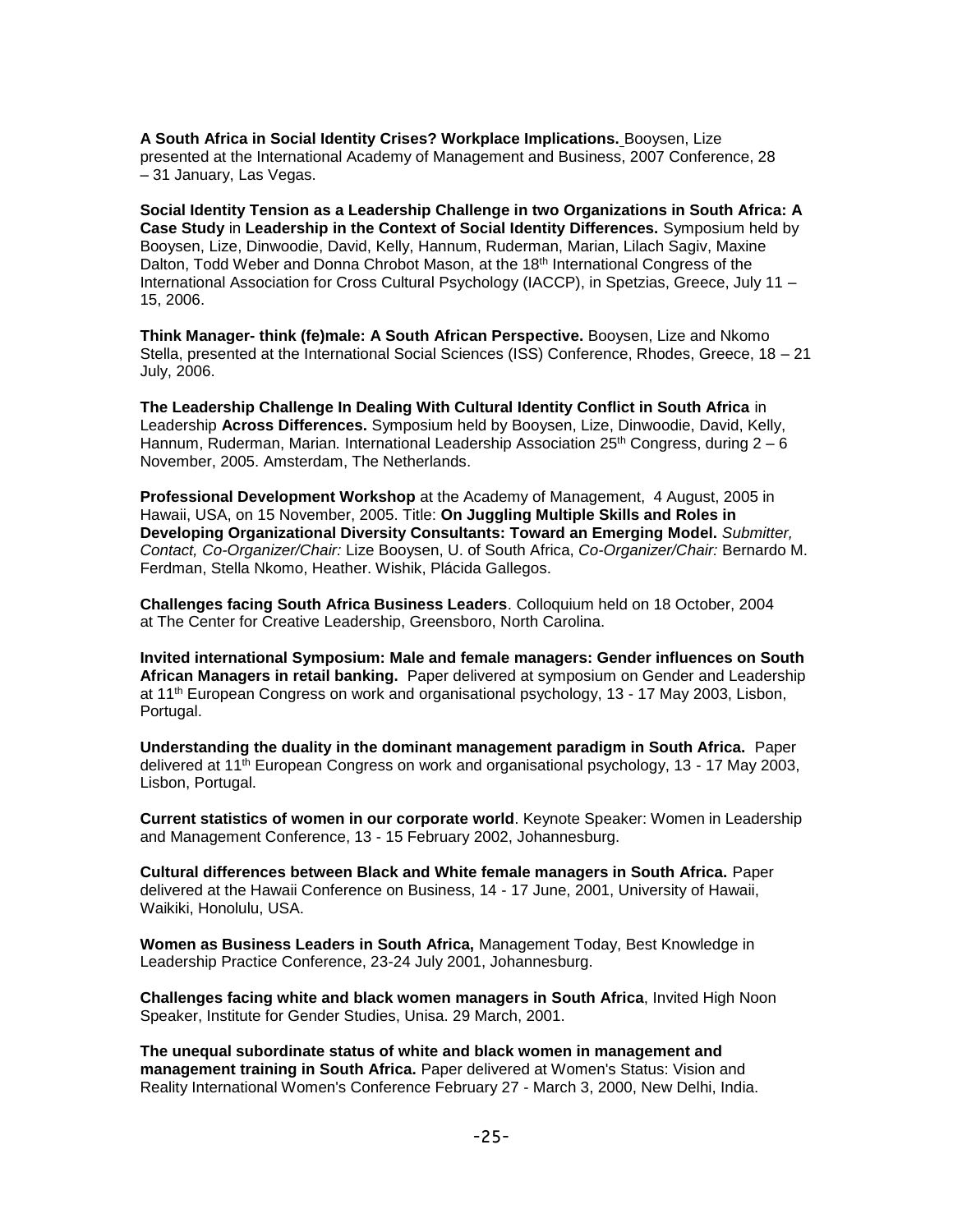**A South Africa in Social Identity Crises? Workplace Implications.** Booysen, Lize presented at the International Academy of Management and Business, 2007 Conference, 28 – 31 January, Las Vegas.

**Social Identity Tension as a Leadership Challenge in two Organizations in South Africa: A Case Study** in **Leadership in the Context of Social Identity Differences.** Symposium held by Booysen, Lize, Dinwoodie, David, Kelly, Hannum, Ruderman, Marian, Lilach Sagiv, Maxine Dalton, Todd Weber and Donna Chrobot Mason, at the 18th International Congress of the International Association for Cross Cultural Psychology (IACCP), in Spetzias, Greece, July 11 – 15, 2006.

**Think Manager- think (fe)male: A South African Perspective.** Booysen, Lize and Nkomo Stella, presented at the International Social Sciences (ISS) Conference, Rhodes, Greece, 18 – 21 July, 2006.

**The Leadership Challenge In Dealing With Cultural Identity Conflict in South Africa** in Leadership **Across Differences.** Symposium held by Booysen, Lize, Dinwoodie, David, Kelly, Hannum, Ruderman, Marian. International Leadership Association 25th Congress, during 2 – 6 November, 2005. Amsterdam, The Netherlands.

**Professional Development Workshop** at the Academy of Management, 4 August, 2005 in Hawaii, USA, on 15 November, 2005. Title: **On Juggling Multiple Skills and Roles in Developing Organizational Diversity Consultants: Toward an Emerging Model.** *Submitter, Contact, Co-Organizer/Chair:* Lize Booysen, U. of South Africa, *Co-Organizer/Chair:* Bernardo M. Ferdman, Stella Nkomo, Heather. Wishik, Plácida Gallegos.

**Challenges facing South Africa Business Leaders**. Colloquium held on 18 October, 2004 at The Center for Creative Leadership, Greensboro, North Carolina.

**Invited international Symposium: Male and female managers: Gender influences on South African Managers in retail banking.** Paper delivered at symposium on Gender and Leadership at 11th European Congress on work and organisational psychology, 13 - 17 May 2003, Lisbon, Portugal.

**Understanding the duality in the dominant management paradigm in South Africa.** Paper delivered at 11th European Congress on work and organisational psychology, 13 - 17 May 2003, Lisbon, Portugal.

**Current statistics of women in our corporate world**. Keynote Speaker: Women in Leadership and Management Conference, 13 - 15 February 2002, Johannesburg.

**Cultural differences between Black and White female managers in South Africa.** Paper delivered at the Hawaii Conference on Business, 14 - 17 June, 2001, University of Hawaii, Waikiki, Honolulu, USA.

**Women as Business Leaders in South Africa,** Management Today, Best Knowledge in Leadership Practice Conference, 23-24 July 2001, Johannesburg.

**Challenges facing white and black women managers in South Africa**, Invited High Noon Speaker, Institute for Gender Studies, Unisa. 29 March, 2001.

**The unequal subordinate status of white and black women in management and management training in South Africa.** Paper delivered at Women's Status: Vision and Reality International Women's Conference February 27 - March 3, 2000, New Delhi, India.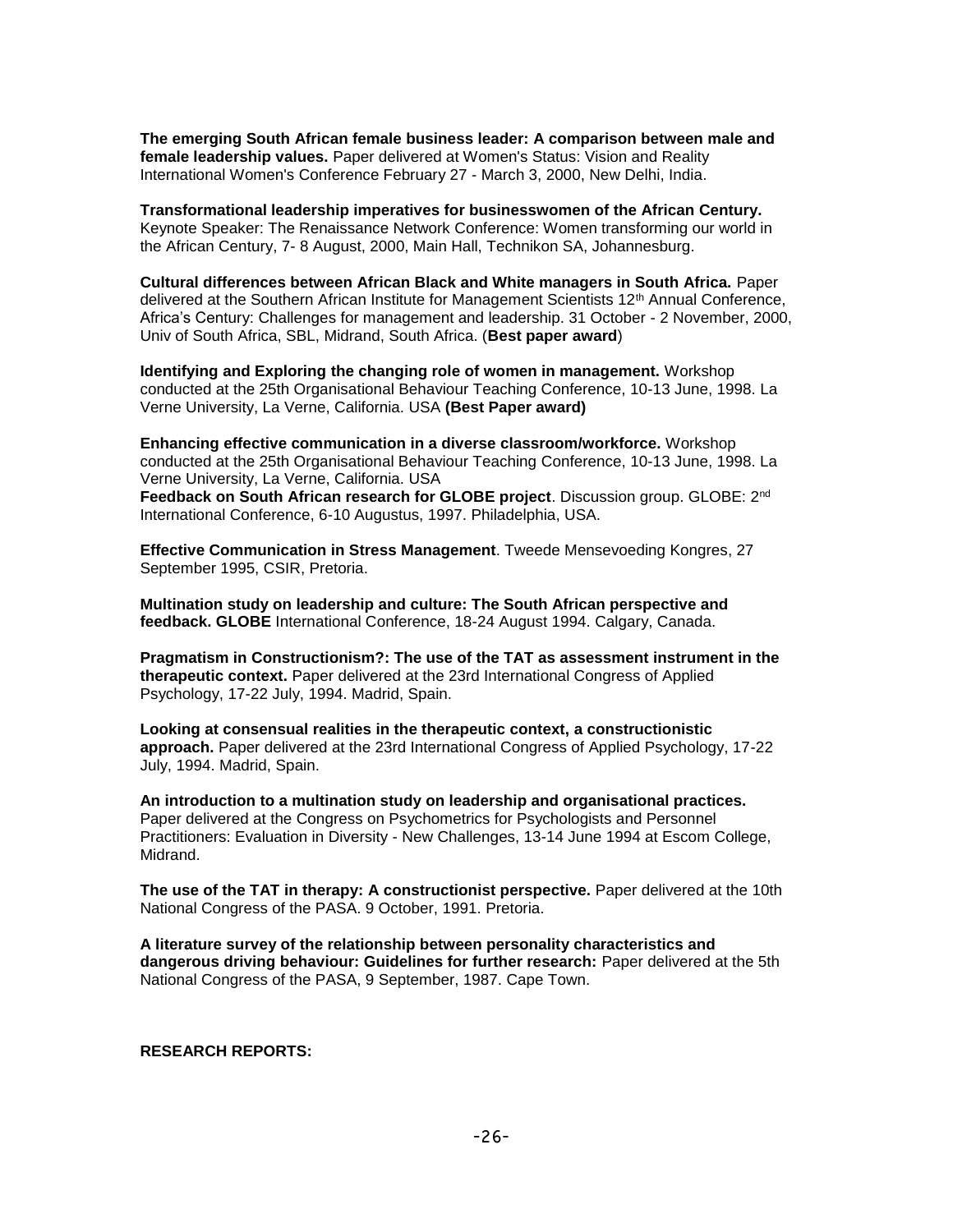**The emerging South African female business leader: A comparison between male and female leadership values.** Paper delivered at Women's Status: Vision and Reality International Women's Conference February 27 - March 3, 2000, New Delhi, India.

**Transformational leadership imperatives for businesswomen of the African Century.** Keynote Speaker: The Renaissance Network Conference: Women transforming our world in the African Century, 7- 8 August, 2000, Main Hall, Technikon SA, Johannesburg.

**Cultural differences between African Black and White managers in South Africa.** Paper delivered at the Southern African Institute for Management Scientists 12th Annual Conference, Africa's Century: Challenges for management and leadership. 31 October - 2 November, 2000, Univ of South Africa, SBL, Midrand, South Africa. (**Best paper award**)

**Identifying and Exploring the changing role of women in management.** Workshop conducted at the 25th Organisational Behaviour Teaching Conference, 10-13 June, 1998. La Verne University, La Verne, California. USA **(Best Paper award)**

**Enhancing effective communication in a diverse classroom/workforce.** Workshop conducted at the 25th Organisational Behaviour Teaching Conference, 10-13 June, 1998. La Verne University, La Verne, California. USA
**Feedback on South African research for GLOBE project**. Discussion group. GLOBE: 2nd International Conference, 6-10 Augustus, 1997. Philadelphia, USA.

**Effective Communication in Stress Management**. Tweede Mensevoeding Kongres, 27 September 1995, CSIR, Pretoria.

**Multination study on leadership and culture: The South African perspective and feedback. GLOBE** International Conference, 18-24 August 1994. Calgary, Canada.

**Pragmatism in Constructionism?: The use of the TAT as assessment instrument in the therapeutic context.** Paper delivered at the 23rd International Congress of Applied Psychology, 17-22 July, 1994. Madrid, Spain.

**Looking at consensual realities in the therapeutic context, a constructionistic approach.** Paper delivered at the 23rd International Congress of Applied Psychology, 17-22 July, 1994. Madrid, Spain.

**An introduction to a multination study on leadership and organisational practices.** Paper delivered at the Congress on Psychometrics for Psychologists and Personnel Practitioners: Evaluation in Diversity - New Challenges, 13-14 June 1994 at Escom College, Midrand.

**The use of the TAT in therapy: A constructionist perspective.** Paper delivered at the 10th National Congress of the PASA. 9 October, 1991. Pretoria.

**A literature survey of the relationship between personality characteristics and dangerous driving behaviour: Guidelines for further research:** Paper delivered at the 5th National Congress of the PASA, 9 September, 1987. Cape Town.

**RESEARCH REPORTS:**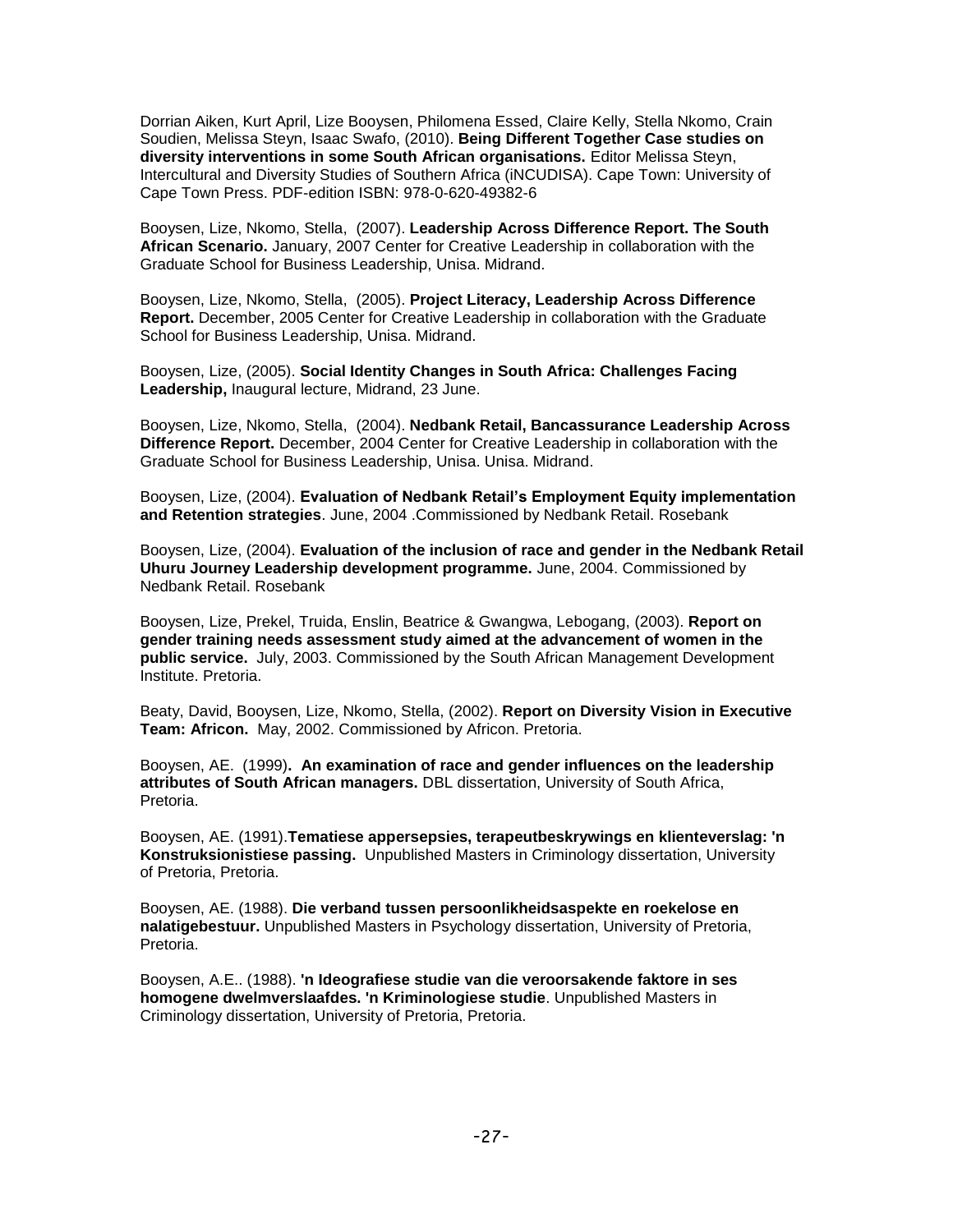Dorrian Aiken, Kurt April, Lize Booysen, Philomena Essed, Claire Kelly, Stella Nkomo, Crain Soudien, Melissa Steyn, Isaac Swafo, (2010). **Being Different Together Case studies on diversity interventions in some South African organisations.** Editor Melissa Steyn, Intercultural and Diversity Studies of Southern Africa (iNCUDISA). Cape Town: University of Cape Town Press. PDF-edition ISBN: 978-0-620-49382-6

Booysen, Lize, Nkomo, Stella, (2007). **Leadership Across Difference Report. The South African Scenario.** January, 2007 Center for Creative Leadership in collaboration with the Graduate School for Business Leadership, Unisa. Midrand.

Booysen, Lize, Nkomo, Stella, (2005). **Project Literacy, Leadership Across Difference Report.** December, 2005 Center for Creative Leadership in collaboration with the Graduate School for Business Leadership, Unisa. Midrand.

Booysen, Lize, (2005). **Social Identity Changes in South Africa: Challenges Facing Leadership,** Inaugural lecture, Midrand, 23 June.

Booysen, Lize, Nkomo, Stella, (2004). **Nedbank Retail, Bancassurance Leadership Across Difference Report.** December, 2004 Center for Creative Leadership in collaboration with the Graduate School for Business Leadership, Unisa. Unisa. Midrand.

Booysen, Lize, (2004). **Evaluation of Nedbank Retail's Employment Equity implementation and Retention strategies**. June, 2004 .Commissioned by Nedbank Retail. Rosebank

Booysen, Lize, (2004). **Evaluation of the inclusion of race and gender in the Nedbank Retail Uhuru Journey Leadership development programme.** June, 2004. Commissioned by Nedbank Retail. Rosebank

Booysen, Lize, Prekel, Truida, Enslin, Beatrice & Gwangwa, Lebogang, (2003). **Report on gender training needs assessment study aimed at the advancement of women in the public service.** July, 2003. Commissioned by the South African Management Development Institute. Pretoria.

Beaty, David, Booysen, Lize, Nkomo, Stella, (2002). **Report on Diversity Vision in Executive Team: Africon.** May, 2002. Commissioned by Africon. Pretoria.

Booysen, AE. (1999)**. An examination of race and gender influences on the leadership attributes of South African managers.** DBL dissertation, University of South Africa, Pretoria.

Booysen, AE. (1991).**Tematiese appersepsies, terapeutbeskrywings en klienteverslag: 'n Konstruksionistiese passing.** Unpublished Masters in Criminology dissertation, University of Pretoria, Pretoria.

Booysen, AE. (1988). **Die verband tussen persoonlikheidsaspekte en roekelose en nalatigebestuur.** Unpublished Masters in Psychology dissertation, University of Pretoria, Pretoria.

Booysen, A.E.. (1988). **'n Ideografiese studie van die veroorsakende faktore in ses homogene dwelmverslaafdes. 'n Kriminologiese studie**. Unpublished Masters in Criminology dissertation, University of Pretoria, Pretoria.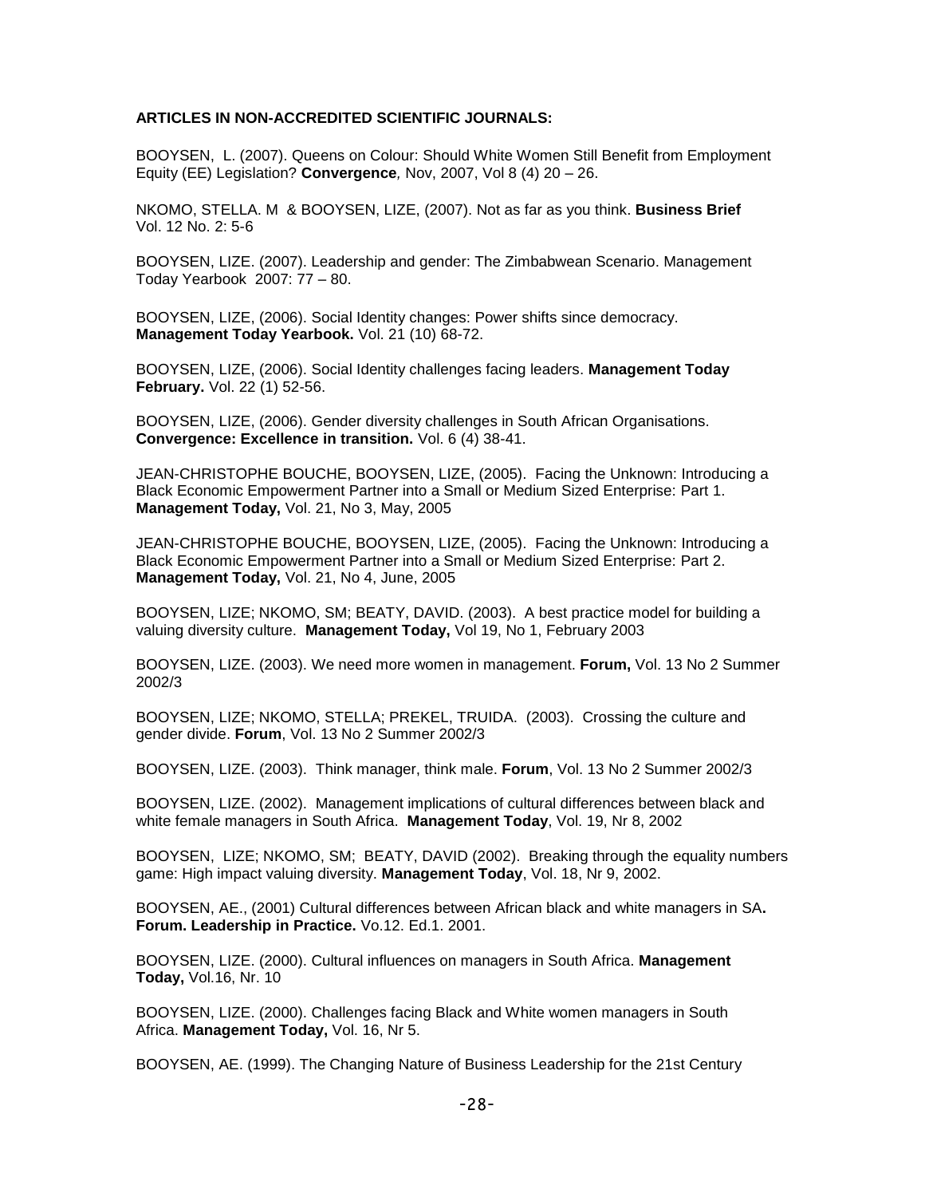**ARTICLES IN NON-ACCREDITED SCIENTIFIC JOURNALS:**

BOOYSEN, L. (2007). Queens on Colour: Should White Women Still Benefit from Employment Equity (EE) Legislation? **Convergence***,* Nov, 2007, Vol 8 (4) 20 – 26.

NKOMO, STELLA. M & BOOYSEN, LIZE, (2007). Not as far as you think. **Business Brief** Vol. 12 No. 2: 5-6

BOOYSEN, LIZE. (2007). Leadership and gender: The Zimbabwean Scenario. Management Today Yearbook 2007: 77 – 80.

BOOYSEN, LIZE, (2006). Social Identity changes: Power shifts since democracy. **Management Today Yearbook.** Vol. 21 (10) 68-72.

BOOYSEN, LIZE, (2006). Social Identity challenges facing leaders. **Management Today February.** Vol. 22 (1) 52-56.

BOOYSEN, LIZE, (2006). Gender diversity challenges in South African Organisations. **Convergence: Excellence in transition.** Vol. 6 (4) 38-41.

JEAN-CHRISTOPHE BOUCHE, BOOYSEN, LIZE, (2005). Facing the Unknown: Introducing a Black Economic Empowerment Partner into a Small or Medium Sized Enterprise: Part 1. **Management Today,** Vol. 21, No 3, May, 2005

JEAN-CHRISTOPHE BOUCHE, BOOYSEN, LIZE, (2005). Facing the Unknown: Introducing a Black Economic Empowerment Partner into a Small or Medium Sized Enterprise: Part 2. **Management Today,** Vol. 21, No 4, June, 2005

BOOYSEN, LIZE; NKOMO, SM; BEATY, DAVID. (2003). A best practice model for building a valuing diversity culture. **Management Today,** Vol 19, No 1, February 2003

BOOYSEN, LIZE. (2003). We need more women in management. **Forum,** Vol. 13 No 2 Summer 2002/3

BOOYSEN, LIZE; NKOMO, STELLA; PREKEL, TRUIDA. (2003). Crossing the culture and gender divide. **Forum**, Vol. 13 No 2 Summer 2002/3

BOOYSEN, LIZE. (2003). Think manager, think male. **Forum**, Vol. 13 No 2 Summer 2002/3

BOOYSEN, LIZE. (2002). Management implications of cultural differences between black and white female managers in South Africa. **Management Today**, Vol. 19, Nr 8, 2002

BOOYSEN, LIZE; NKOMO, SM; BEATY, DAVID (2002). Breaking through the equality numbers game: High impact valuing diversity. **Management Today**, Vol. 18, Nr 9, 2002.

BOOYSEN, AE., (2001) Cultural differences between African black and white managers in SA**. Forum. Leadership in Practice.** Vo.12. Ed.1. 2001.

BOOYSEN, LIZE. (2000). Cultural influences on managers in South Africa. **Management Today,** Vol.16, Nr. 10

BOOYSEN, LIZE. (2000). Challenges facing Black and White women managers in South Africa. **Management Today,** Vol. 16, Nr 5.

BOOYSEN, AE. (1999). The Changing Nature of Business Leadership for the 21st Century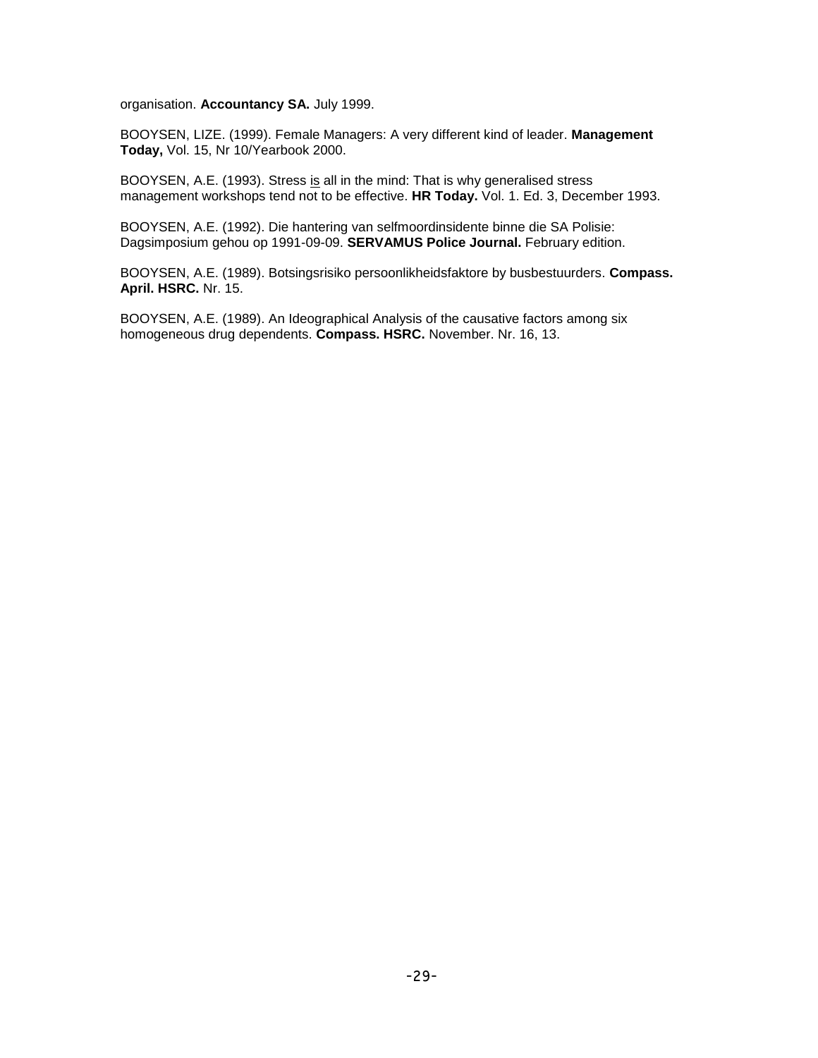organisation. **Accountancy SA.** July 1999.

BOOYSEN, LIZE. (1999). Female Managers: A very different kind of leader. **Management Today,** Vol. 15, Nr 10/Yearbook 2000.

BOOYSEN, A.E. (1993). Stress <u>is</u> all in the mind: That is why generalised stress management workshops tend not to be effective. **HR Today.** Vol. 1. Ed. 3, December 1993.

BOOYSEN, A.E. (1992). Die hantering van selfmoordinsidente binne die SA Polisie: Dagsimposium gehou op 1991-09-09. **SERVAMUS Police Journal.** February edition.

BOOYSEN, A.E. (1989). Botsingsrisiko persoonlikheidsfaktore by busbestuurders. **Compass. April. HSRC.** Nr. 15.

BOOYSEN, A.E. (1989). An Ideographical Analysis of the causative factors among six homogeneous drug dependents. **Compass. HSRC.** November. Nr. 16, 13.